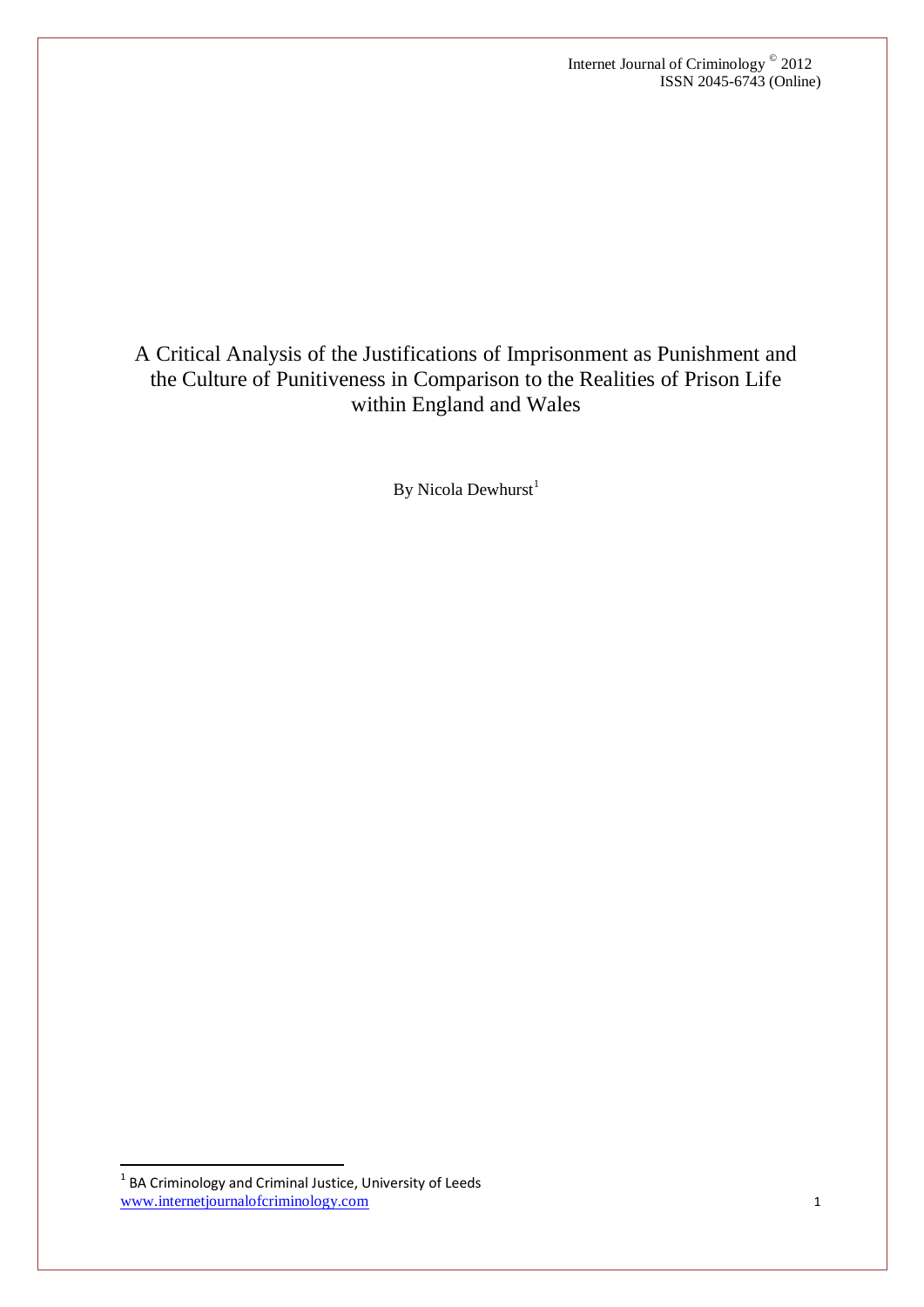# A Critical Analysis of the Justifications of Imprisonment as Punishment and the Culture of Punitiveness in Comparison to the Realities of Prison Life within England and Wales

By Nicola Dewhurst[1]

[1] BA Criminology and Criminal Justice, University of Leeds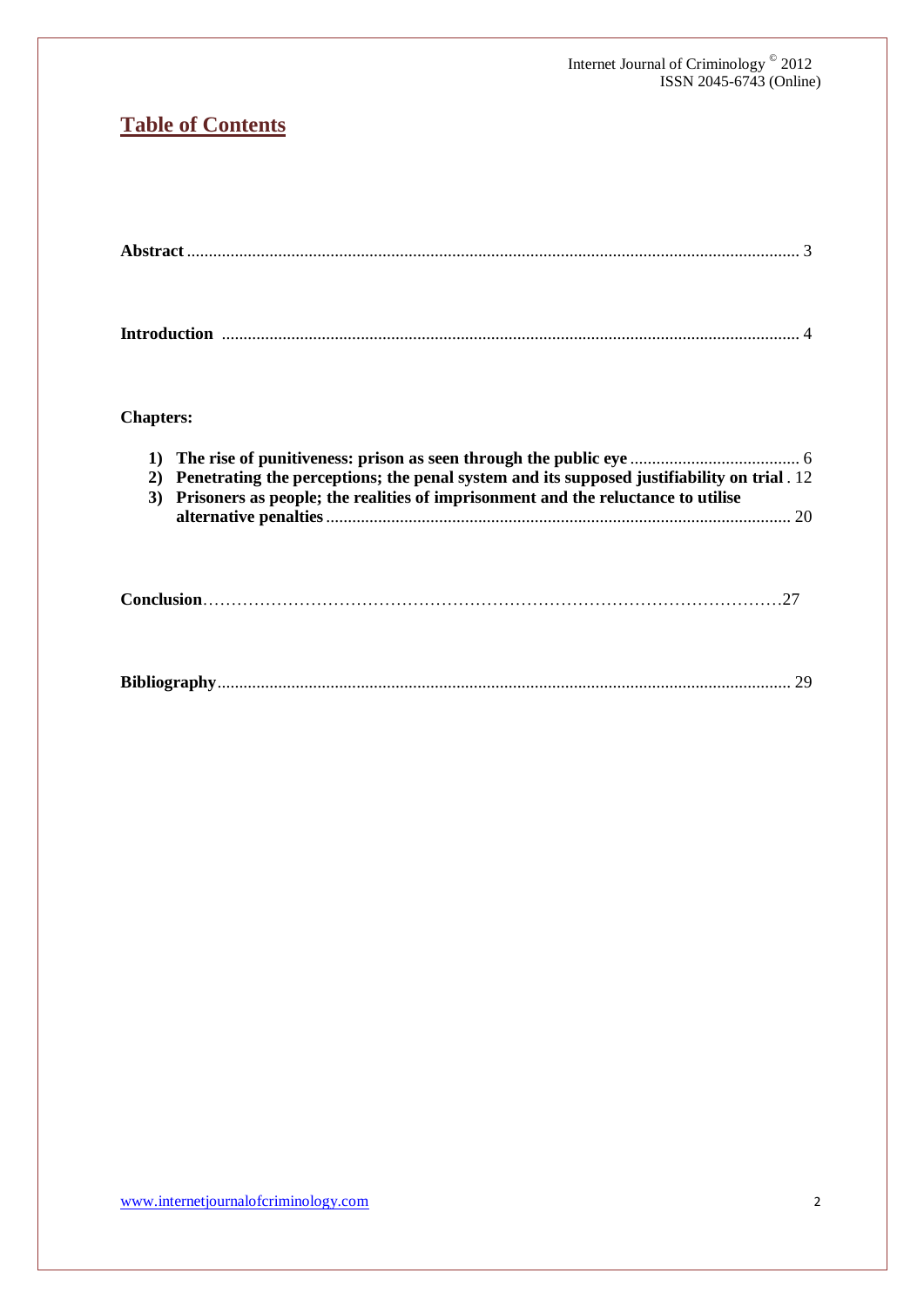## Table of Contents

**Abstract** .......................................................................................................................................... 3

**Introduction** .................................................................................................................................. 4

**Chapters:**

1) **The rise of punitiveness: prison as seen through the public eye** ...................................... 6
2) **Penetrating the perceptions; the penal system and its supposed justifiability on trial** . 12
3) **Prisoners as people; the realities of imprisonment and the reluctance to utilise alternative penalties** .......................................................................................................... 20

**Conclusion**…………………………………………………………………………………………27

**Bibliography**.................................................................................................................................. 29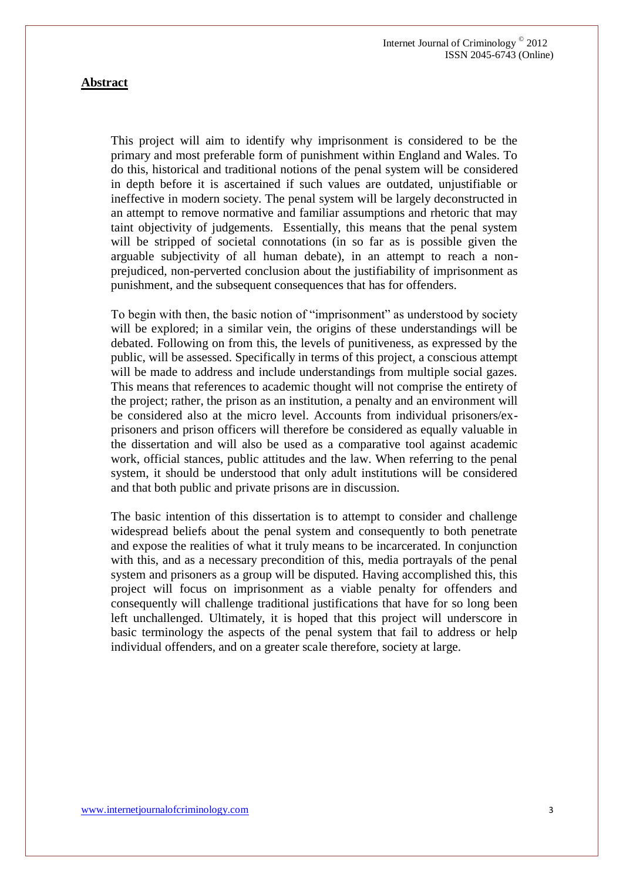## Abstract

This project will aim to identify why imprisonment is considered to be the primary and most preferable form of punishment within England and Wales. To do this, historical and traditional notions of the penal system will be considered in depth before it is ascertained if such values are outdated, unjustifiable or ineffective in modern society. The penal system will be largely deconstructed in an attempt to remove normative and familiar assumptions and rhetoric that may taint objectivity of judgements. Essentially, this means that the penal system will be stripped of societal connotations (in so far as is possible given the arguable subjectivity of all human debate), in an attempt to reach a non-prejudiced, non-perverted conclusion about the justifiability of imprisonment as punishment, and the subsequent consequences that has for offenders.

To begin with then, the basic notion of "imprisonment" as understood by society will be explored; in a similar vein, the origins of these understandings will be debated. Following on from this, the levels of punitiveness, as expressed by the public, will be assessed. Specifically in terms of this project, a conscious attempt will be made to address and include understandings from multiple social gazes. This means that references to academic thought will not comprise the entirety of the project; rather, the prison as an institution, a penalty and an environment will be considered also at the micro level. Accounts from individual prisoners/ex-prisoners and prison officers will therefore be considered as equally valuable in the dissertation and will also be used as a comparative tool against academic work, official stances, public attitudes and the law. When referring to the penal system, it should be understood that only adult institutions will be considered and that both public and private prisons are in discussion.

The basic intention of this dissertation is to attempt to consider and challenge widespread beliefs about the penal system and consequently to both penetrate and expose the realities of what it truly means to be incarcerated. In conjunction with this, and as a necessary precondition of this, media portrayals of the penal system and prisoners as a group will be disputed. Having accomplished this, this project will focus on imprisonment as a viable penalty for offenders and consequently will challenge traditional justifications that have for so long been left unchallenged. Ultimately, it is hoped that this project will underscore in basic terminology the aspects of the penal system that fail to address or help individual offenders, and on a greater scale therefore, society at large.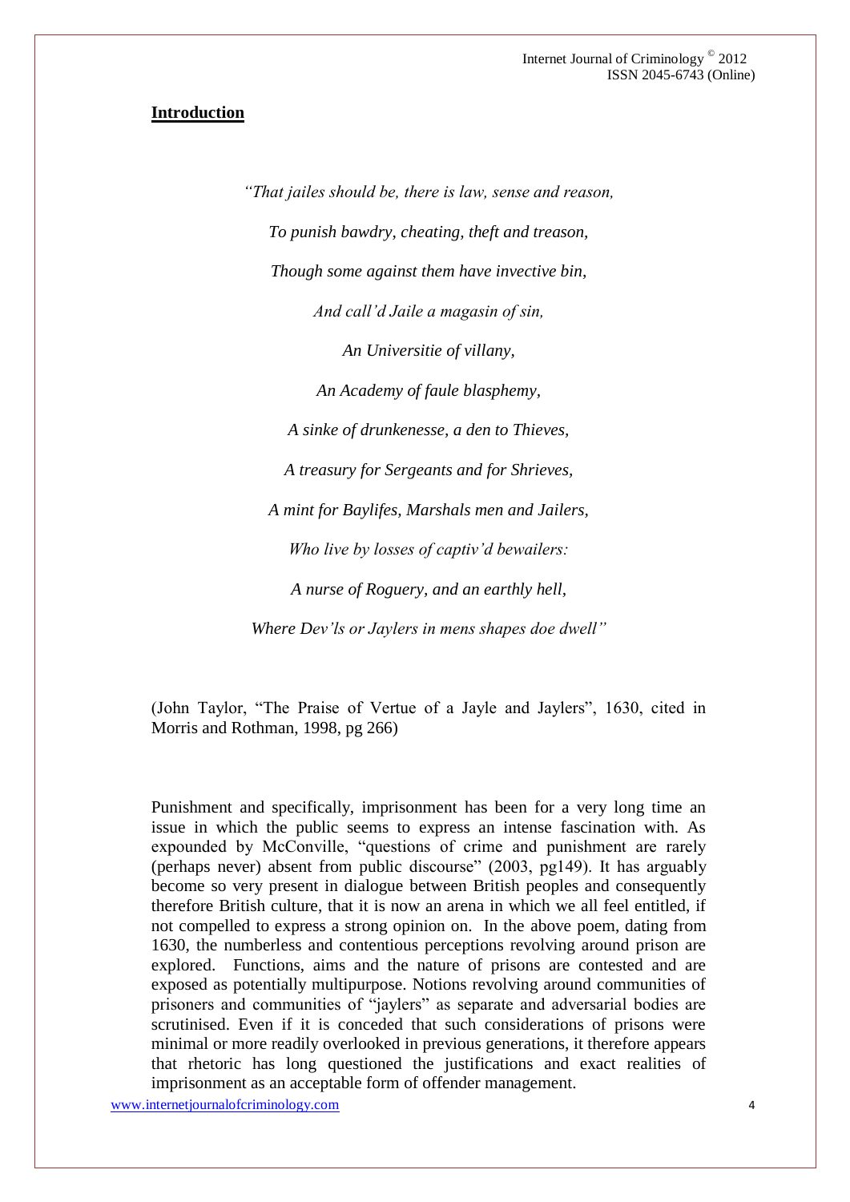## Introduction

*"That jailes should be, there is law, sense and reason,*

*To punish bawdry, cheating, theft and treason,*

*Though some against them have invective bin,*

*And call'd Jaile a magasin of sin,*

*An Universitie of villany,*

*An Academy of faule blasphemy,*

*A sinke of drunkenesse, a den to Thieves,*

*A treasury for Sergeants and for Shrieves,*

*A mint for Baylifes, Marshals men and Jailers,*

*Who live by losses of captiv'd bewailers:*

*A nurse of Roguery, and an earthly hell,*

*Where Dev'ls or Jaylers in mens shapes doe dwell"*

(John Taylor, "The Praise of Vertue of a Jayle and Jaylers", 1630, cited in Morris and Rothman, 1998, pg 266)

Punishment and specifically, imprisonment has been for a very long time an issue in which the public seems to express an intense fascination with. As expounded by McConville, "questions of crime and punishment are rarely (perhaps never) absent from public discourse" (2003, pg149). It has arguably become so very present in dialogue between British peoples and consequently therefore British culture, that it is now an arena in which we all feel entitled, if not compelled to express a strong opinion on. In the above poem, dating from 1630, the numberless and contentious perceptions revolving around prison are explored. Functions, aims and the nature of prisons are contested and are exposed as potentially multipurpose. Notions revolving around communities of prisoners and communities of "jaylers" as separate and adversarial bodies are scrutinised. Even if it is conceded that such considerations of prisons were minimal or more readily overlooked in previous generations, it therefore appears that rhetoric has long questioned the justifications and exact realities of imprisonment as an acceptable form of offender management.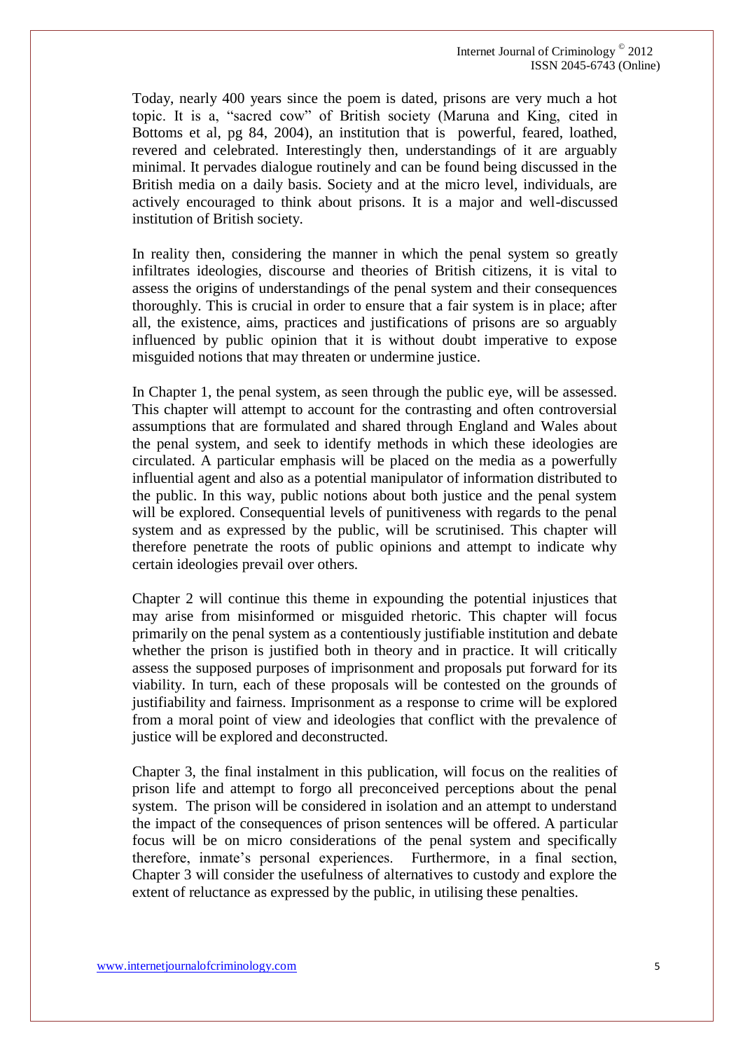Today, nearly 400 years since the poem is dated, prisons are very much a hot topic. It is a, "sacred cow" of British society (Maruna and King, cited in Bottoms et al, pg 84, 2004), an institution that is powerful, feared, loathed, revered and celebrated. Interestingly then, understandings of it are arguably minimal. It pervades dialogue routinely and can be found being discussed in the British media on a daily basis. Society and at the micro level, individuals, are actively encouraged to think about prisons. It is a major and well-discussed institution of British society.

In reality then, considering the manner in which the penal system so greatly infiltrates ideologies, discourse and theories of British citizens, it is vital to assess the origins of understandings of the penal system and their consequences thoroughly. This is crucial in order to ensure that a fair system is in place; after all, the existence, aims, practices and justifications of prisons are so arguably influenced by public opinion that it is without doubt imperative to expose misguided notions that may threaten or undermine justice.

In Chapter 1, the penal system, as seen through the public eye, will be assessed. This chapter will attempt to account for the contrasting and often controversial assumptions that are formulated and shared through England and Wales about the penal system, and seek to identify methods in which these ideologies are circulated. A particular emphasis will be placed on the media as a powerfully influential agent and also as a potential manipulator of information distributed to the public. In this way, public notions about both justice and the penal system will be explored. Consequential levels of punitiveness with regards to the penal system and as expressed by the public, will be scrutinised. This chapter will therefore penetrate the roots of public opinions and attempt to indicate why certain ideologies prevail over others.

Chapter 2 will continue this theme in expounding the potential injustices that may arise from misinformed or misguided rhetoric. This chapter will focus primarily on the penal system as a contentiously justifiable institution and debate whether the prison is justified both in theory and in practice. It will critically assess the supposed purposes of imprisonment and proposals put forward for its viability. In turn, each of these proposals will be contested on the grounds of justifiability and fairness. Imprisonment as a response to crime will be explored from a moral point of view and ideologies that conflict with the prevalence of justice will be explored and deconstructed.

Chapter 3, the final instalment in this publication, will focus on the realities of prison life and attempt to forgo all preconceived perceptions about the penal system. The prison will be considered in isolation and an attempt to understand the impact of the consequences of prison sentences will be offered. A particular focus will be on micro considerations of the penal system and specifically therefore, inmate's personal experiences. Furthermore, in a final section, Chapter 3 will consider the usefulness of alternatives to custody and explore the extent of reluctance as expressed by the public, in utilising these penalties.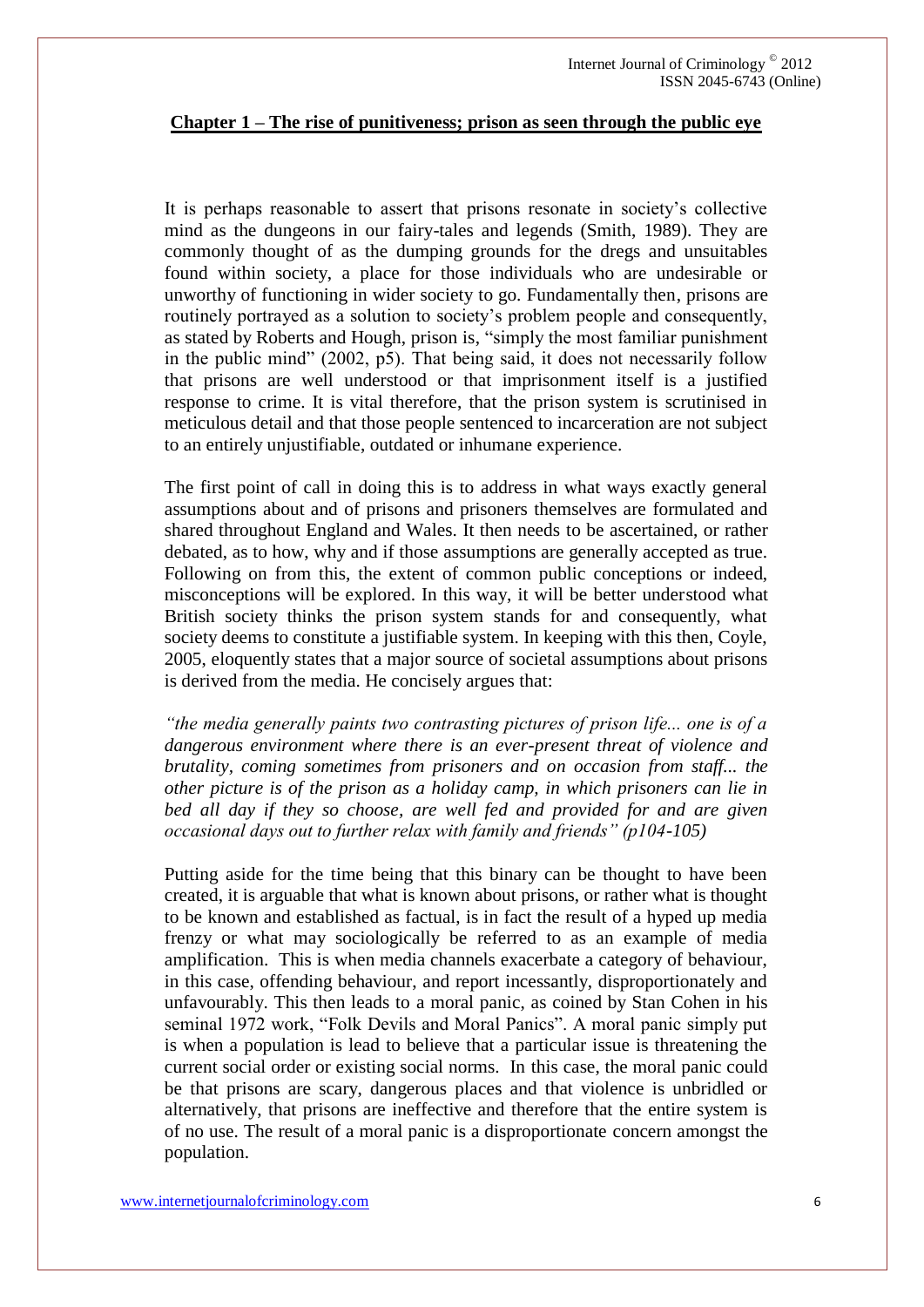## Chapter 1 – The rise of punitiveness; prison as seen through the public eye

It is perhaps reasonable to assert that prisons resonate in society's collective mind as the dungeons in our fairy-tales and legends (Smith, 1989). They are commonly thought of as the dumping grounds for the dregs and unsuitables found within society, a place for those individuals who are undesirable or unworthy of functioning in wider society to go. Fundamentally then, prisons are routinely portrayed as a solution to society's problem people and consequently, as stated by Roberts and Hough, prison is, "simply the most familiar punishment in the public mind" (2002, p5). That being said, it does not necessarily follow that prisons are well understood or that imprisonment itself is a justified response to crime. It is vital therefore, that the prison system is scrutinised in meticulous detail and that those people sentenced to incarceration are not subject to an entirely unjustifiable, outdated or inhumane experience.

The first point of call in doing this is to address in what ways exactly general assumptions about and of prisons and prisoners themselves are formulated and shared throughout England and Wales. It then needs to be ascertained, or rather debated, as to how, why and if those assumptions are generally accepted as true. Following on from this, the extent of common public conceptions or indeed, misconceptions will be explored. In this way, it will be better understood what British society thinks the prison system stands for and consequently, what society deems to constitute a justifiable system. In keeping with this then, Coyle, 2005, eloquently states that a major source of societal assumptions about prisons is derived from the media. He concisely argues that:

*"the media generally paints two contrasting pictures of prison life... one is of a dangerous environment where there is an ever-present threat of violence and brutality, coming sometimes from prisoners and on occasion from staff... the other picture is of the prison as a holiday camp, in which prisoners can lie in bed all day if they so choose, are well fed and provided for and are given occasional days out to further relax with family and friends" (p104-105)*

Putting aside for the time being that this binary can be thought to have been created, it is arguable that what is known about prisons, or rather what is thought to be known and established as factual, is in fact the result of a hyped up media frenzy or what may sociologically be referred to as an example of media amplification. This is when media channels exacerbate a category of behaviour, in this case, offending behaviour, and report incessantly, disproportionately and unfavourably. This then leads to a moral panic, as coined by Stan Cohen in his seminal 1972 work, "Folk Devils and Moral Panics". A moral panic simply put is when a population is lead to believe that a particular issue is threatening the current social order or existing social norms. In this case, the moral panic could be that prisons are scary, dangerous places and that violence is unbridled or alternatively, that prisons are ineffective and therefore that the entire system is of no use. The result of a moral panic is a disproportionate concern amongst the population.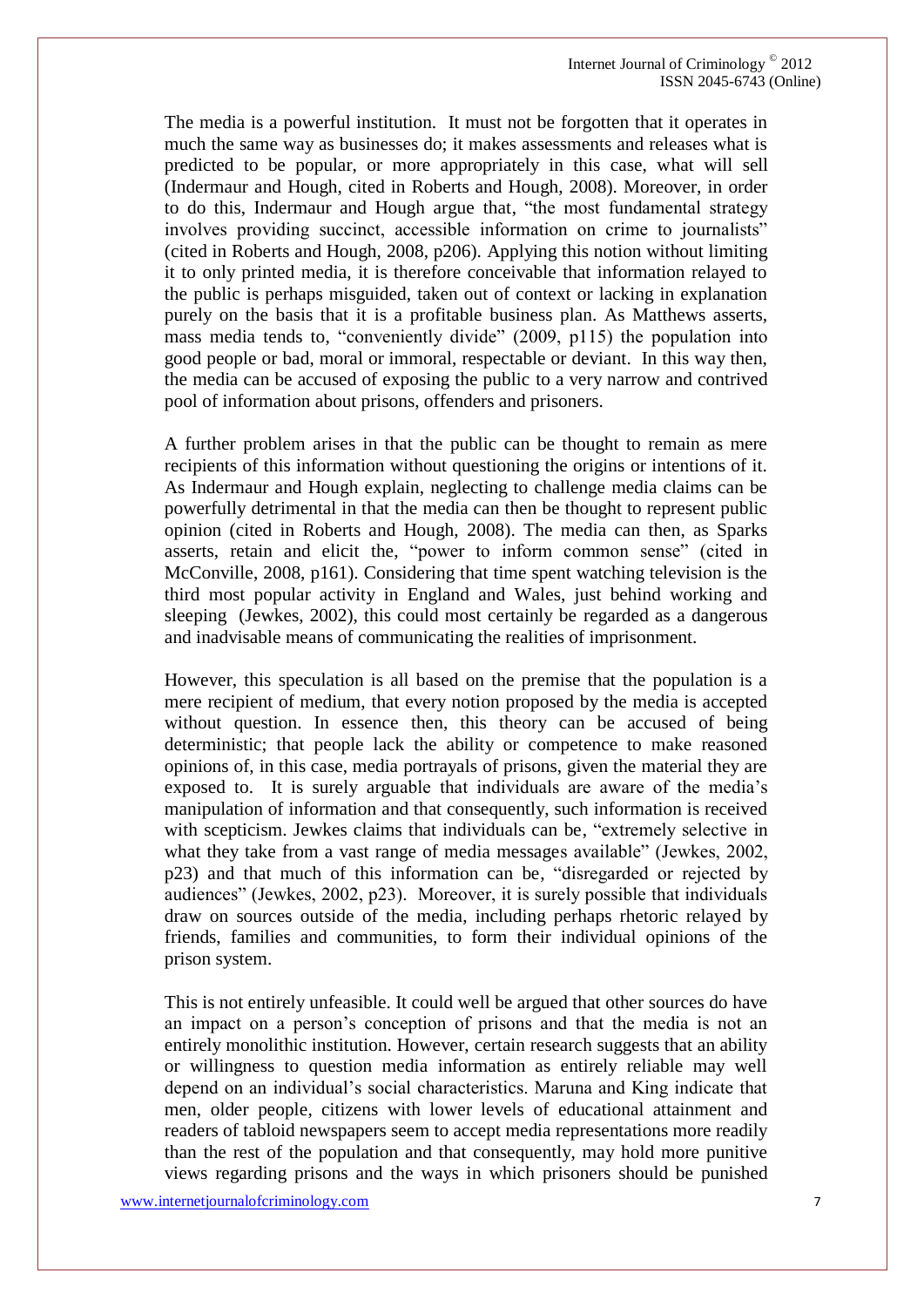The media is a powerful institution. It must not be forgotten that it operates in much the same way as businesses do; it makes assessments and releases what is predicted to be popular, or more appropriately in this case, what will sell (Indermaur and Hough, cited in Roberts and Hough, 2008). Moreover, in order to do this, Indermaur and Hough argue that, "the most fundamental strategy involves providing succinct, accessible information on crime to journalists" (cited in Roberts and Hough, 2008, p206). Applying this notion without limiting it to only printed media, it is therefore conceivable that information relayed to the public is perhaps misguided, taken out of context or lacking in explanation purely on the basis that it is a profitable business plan. As Matthews asserts, mass media tends to, "conveniently divide" (2009, p115) the population into good people or bad, moral or immoral, respectable or deviant. In this way then, the media can be accused of exposing the public to a very narrow and contrived pool of information about prisons, offenders and prisoners.

A further problem arises in that the public can be thought to remain as mere recipients of this information without questioning the origins or intentions of it. As Indermaur and Hough explain, neglecting to challenge media claims can be powerfully detrimental in that the media can then be thought to represent public opinion (cited in Roberts and Hough, 2008). The media can then, as Sparks asserts, retain and elicit the, "power to inform common sense" (cited in McConville, 2008, p161). Considering that time spent watching television is the third most popular activity in England and Wales, just behind working and sleeping (Jewkes, 2002), this could most certainly be regarded as a dangerous and inadvisable means of communicating the realities of imprisonment.

However, this speculation is all based on the premise that the population is a mere recipient of medium, that every notion proposed by the media is accepted without question. In essence then, this theory can be accused of being deterministic; that people lack the ability or competence to make reasoned opinions of, in this case, media portrayals of prisons, given the material they are exposed to. It is surely arguable that individuals are aware of the media's manipulation of information and that consequently, such information is received with scepticism. Jewkes claims that individuals can be, "extremely selective in what they take from a vast range of media messages available" (Jewkes, 2002, p23) and that much of this information can be, "disregarded or rejected by audiences" (Jewkes, 2002, p23). Moreover, it is surely possible that individuals draw on sources outside of the media, including perhaps rhetoric relayed by friends, families and communities, to form their individual opinions of the prison system.

This is not entirely unfeasible. It could well be argued that other sources do have an impact on a person's conception of prisons and that the media is not an entirely monolithic institution. However, certain research suggests that an ability or willingness to question media information as entirely reliable may well depend on an individual's social characteristics. Maruna and King indicate that men, older people, citizens with lower levels of educational attainment and readers of tabloid newspapers seem to accept media representations more readily than the rest of the population and that consequently, may hold more punitive views regarding prisons and the ways in which prisoners should be punished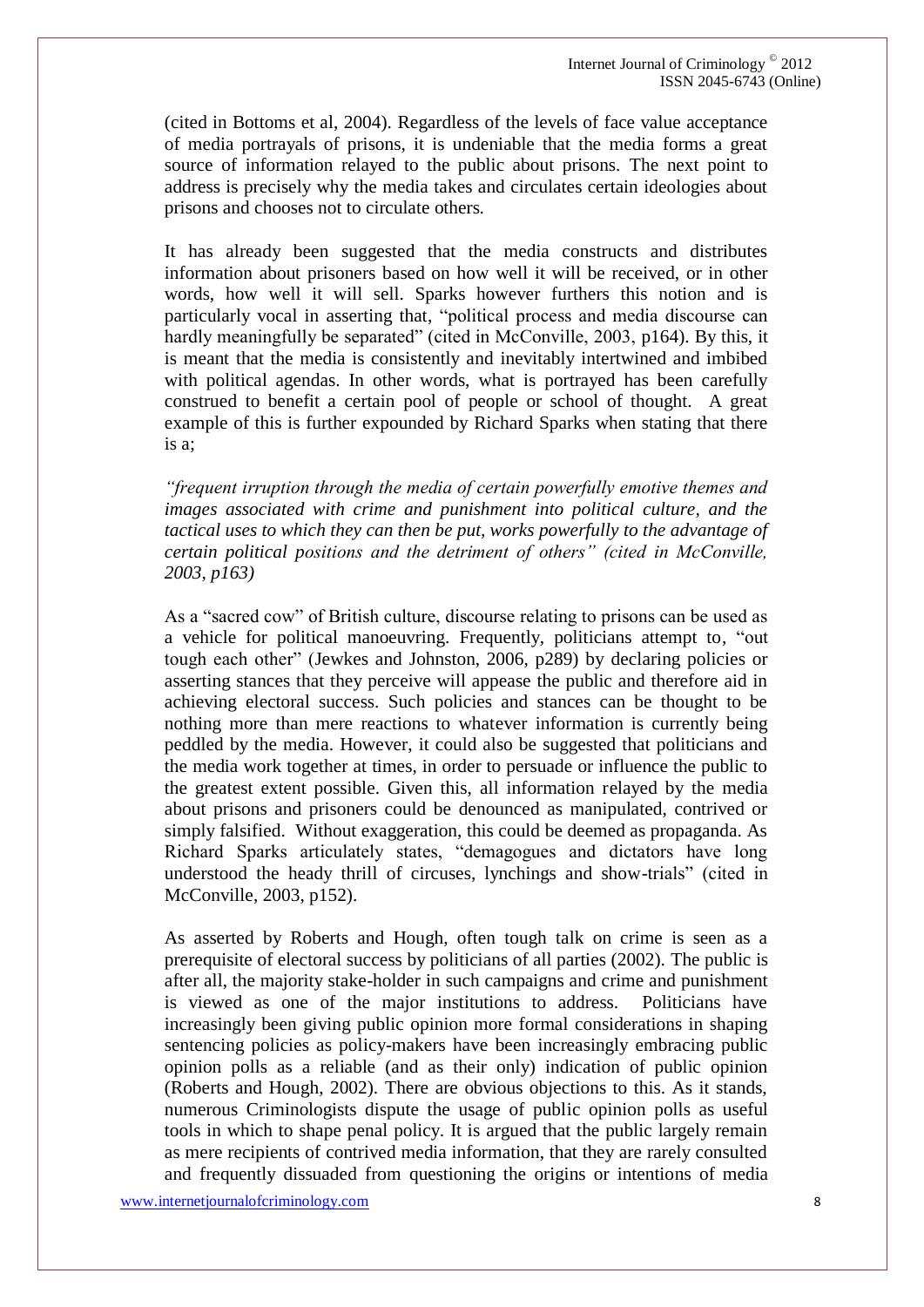(cited in Bottoms et al, 2004). Regardless of the levels of face value acceptance of media portrayals of prisons, it is undeniable that the media forms a great source of information relayed to the public about prisons. The next point to address is precisely why the media takes and circulates certain ideologies about prisons and chooses not to circulate others.

It has already been suggested that the media constructs and distributes information about prisoners based on how well it will be received, or in other words, how well it will sell. Sparks however furthers this notion and is particularly vocal in asserting that, "political process and media discourse can hardly meaningfully be separated" (cited in McConville, 2003, p164). By this, it is meant that the media is consistently and inevitably intertwined and imbibed with political agendas. In other words, what is portrayed has been carefully construed to benefit a certain pool of people or school of thought. A great example of this is further expounded by Richard Sparks when stating that there is a;

*"frequent irruption through the media of certain powerfully emotive themes and images associated with crime and punishment into political culture, and the tactical uses to which they can then be put, works powerfully to the advantage of certain political positions and the detriment of others" (cited in McConville, 2003, p163)*

As a "sacred cow" of British culture, discourse relating to prisons can be used as a vehicle for political manoeuvring. Frequently, politicians attempt to, "out tough each other" (Jewkes and Johnston, 2006, p289) by declaring policies or asserting stances that they perceive will appease the public and therefore aid in achieving electoral success. Such policies and stances can be thought to be nothing more than mere reactions to whatever information is currently being peddled by the media. However, it could also be suggested that politicians and the media work together at times, in order to persuade or influence the public to the greatest extent possible. Given this, all information relayed by the media about prisons and prisoners could be denounced as manipulated, contrived or simply falsified. Without exaggeration, this could be deemed as propaganda. As Richard Sparks articulately states, "demagogues and dictators have long understood the heady thrill of circuses, lynchings and show-trials" (cited in McConville, 2003, p152).

As asserted by Roberts and Hough, often tough talk on crime is seen as a prerequisite of electoral success by politicians of all parties (2002). The public is after all, the majority stake-holder in such campaigns and crime and punishment is viewed as one of the major institutions to address. Politicians have increasingly been giving public opinion more formal considerations in shaping sentencing policies as policy-makers have been increasingly embracing public opinion polls as a reliable (and as their only) indication of public opinion (Roberts and Hough, 2002). There are obvious objections to this. As it stands, numerous Criminologists dispute the usage of public opinion polls as useful tools in which to shape penal policy. It is argued that the public largely remain as mere recipients of contrived media information, that they are rarely consulted and frequently dissuaded from questioning the origins or intentions of media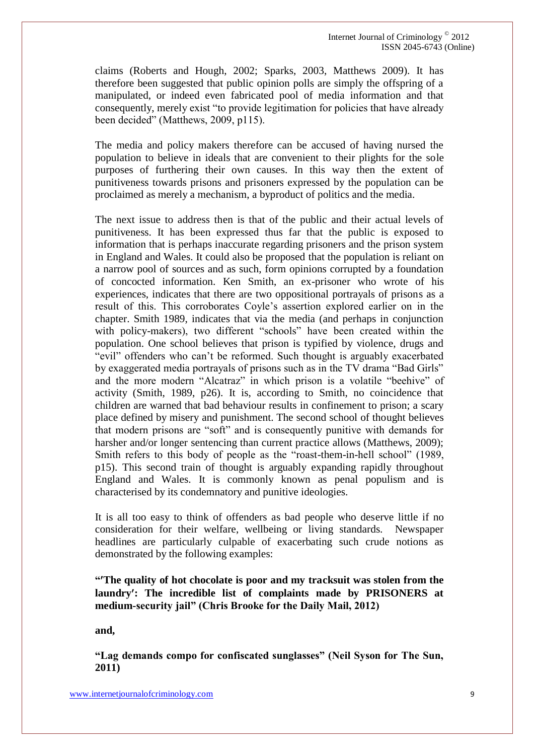claims (Roberts and Hough, 2002; Sparks, 2003, Matthews 2009). It has therefore been suggested that public opinion polls are simply the offspring of a manipulated, or indeed even fabricated pool of media information and that consequently, merely exist "to provide legitimation for policies that have already been decided" (Matthews, 2009, p115).

The media and policy makers therefore can be accused of having nursed the population to believe in ideals that are convenient to their plights for the sole purposes of furthering their own causes. In this way then the extent of punitiveness towards prisons and prisoners expressed by the population can be proclaimed as merely a mechanism, a byproduct of politics and the media.

The next issue to address then is that of the public and their actual levels of punitiveness. It has been expressed thus far that the public is exposed to information that is perhaps inaccurate regarding prisoners and the prison system in England and Wales. It could also be proposed that the population is reliant on a narrow pool of sources and as such, form opinions corrupted by a foundation of concocted information. Ken Smith, an ex-prisoner who wrote of his experiences, indicates that there are two oppositional portrayals of prisons as a result of this. This corroborates Coyle's assertion explored earlier on in the chapter. Smith 1989, indicates that via the media (and perhaps in conjunction with policy-makers), two different "schools" have been created within the population. One school believes that prison is typified by violence, drugs and "evil" offenders who can't be reformed. Such thought is arguably exacerbated by exaggerated media portrayals of prisons such as in the TV drama "Bad Girls" and the more modern "Alcatraz" in which prison is a volatile "beehive" of activity (Smith, 1989, p26). It is, according to Smith, no coincidence that children are warned that bad behaviour results in confinement to prison; a scary place defined by misery and punishment. The second school of thought believes that modern prisons are "soft" and is consequently punitive with demands for harsher and/or longer sentencing than current practice allows (Matthews, 2009); Smith refers to this body of people as the "roast-them-in-hell school" (1989, p15). This second train of thought is arguably expanding rapidly throughout England and Wales. It is commonly known as penal populism and is characterised by its condemnatory and punitive ideologies.

It is all too easy to think of offenders as bad people who deserve little if no consideration for their welfare, wellbeing or living standards. Newspaper headlines are particularly culpable of exacerbating such crude notions as demonstrated by the following examples:

**"′The quality of hot chocolate is poor and my tracksuit was stolen from the laundry′: The incredible list of complaints made by PRISONERS at medium-security jail" (Chris Brooke for the Daily Mail, 2012)**

**and,**

**"Lag demands compo for confiscated sunglasses" (Neil Syson for The Sun, 2011)**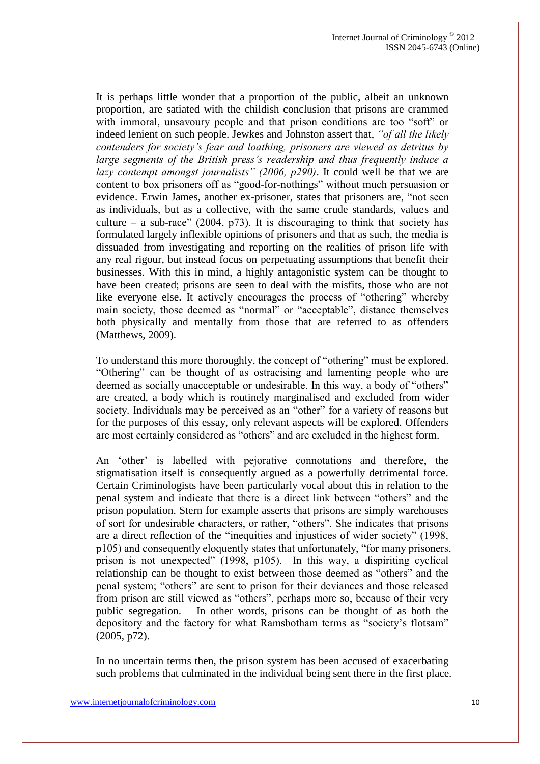It is perhaps little wonder that a proportion of the public, albeit an unknown proportion, are satiated with the childish conclusion that prisons are crammed with immoral, unsavoury people and that prison conditions are too "soft" or indeed lenient on such people. Jewkes and Johnston assert that, *"of all the likely contenders for society's fear and loathing, prisoners are viewed as detritus by large segments of the British press's readership and thus frequently induce a lazy contempt amongst journalists" (2006, p290)*. It could well be that we are content to box prisoners off as "good-for-nothings" without much persuasion or evidence. Erwin James, another ex-prisoner, states that prisoners are, "not seen as individuals, but as a collective, with the same crude standards, values and culture – a sub-race" (2004, p73). It is discouraging to think that society has formulated largely inflexible opinions of prisoners and that as such, the media is dissuaded from investigating and reporting on the realities of prison life with any real rigour, but instead focus on perpetuating assumptions that benefit their businesses. With this in mind, a highly antagonistic system can be thought to have been created; prisons are seen to deal with the misfits, those who are not like everyone else. It actively encourages the process of "othering" whereby main society, those deemed as "normal" or "acceptable", distance themselves both physically and mentally from those that are referred to as offenders (Matthews, 2009).

To understand this more thoroughly, the concept of "othering" must be explored. "Othering" can be thought of as ostracising and lamenting people who are deemed as socially unacceptable or undesirable. In this way, a body of "others" are created, a body which is routinely marginalised and excluded from wider society. Individuals may be perceived as an "other" for a variety of reasons but for the purposes of this essay, only relevant aspects will be explored. Offenders are most certainly considered as "others" and are excluded in the highest form.

An 'other' is labelled with pejorative connotations and therefore, the stigmatisation itself is consequently argued as a powerfully detrimental force. Certain Criminologists have been particularly vocal about this in relation to the penal system and indicate that there is a direct link between "others" and the prison population. Stern for example asserts that prisons are simply warehouses of sort for undesirable characters, or rather, "others". She indicates that prisons are a direct reflection of the "inequities and injustices of wider society" (1998, p105) and consequently eloquently states that unfortunately, "for many prisoners, prison is not unexpected" (1998, p105). In this way, a dispiriting cyclical relationship can be thought to exist between those deemed as "others" and the penal system; "others" are sent to prison for their deviances and those released from prison are still viewed as "others", perhaps more so, because of their very public segregation. In other words, prisons can be thought of as both the depository and the factory for what Ramsbotham terms as "society's flotsam" (2005, p72).

In no uncertain terms then, the prison system has been accused of exacerbating such problems that culminated in the individual being sent there in the first place.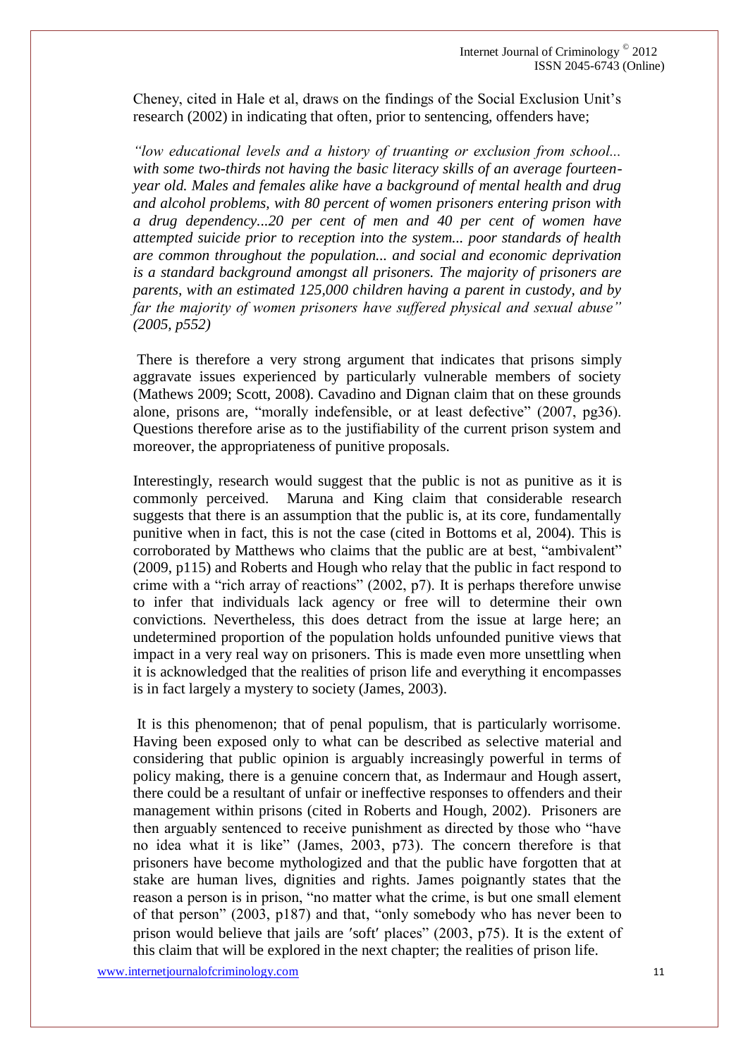Cheney, cited in Hale et al, draws on the findings of the Social Exclusion Unit's research (2002) in indicating that often, prior to sentencing, offenders have;

*"low educational levels and a history of truanting or exclusion from school... with some two-thirds not having the basic literacy skills of an average fourteen-year old. Males and females alike have a background of mental health and drug and alcohol problems, with 80 percent of women prisoners entering prison with a drug dependency...20 per cent of men and 40 per cent of women have attempted suicide prior to reception into the system... poor standards of health are common throughout the population... and social and economic deprivation is a standard background amongst all prisoners. The majority of prisoners are parents, with an estimated 125,000 children having a parent in custody, and by far the majority of women prisoners have suffered physical and sexual abuse" (2005, p552)*

There is therefore a very strong argument that indicates that prisons simply aggravate issues experienced by particularly vulnerable members of society (Mathews 2009; Scott, 2008). Cavadino and Dignan claim that on these grounds alone, prisons are, "morally indefensible, or at least defective" (2007, pg36). Questions therefore arise as to the justifiability of the current prison system and moreover, the appropriateness of punitive proposals.

Interestingly, research would suggest that the public is not as punitive as it is commonly perceived. Maruna and King claim that considerable research suggests that there is an assumption that the public is, at its core, fundamentally punitive when in fact, this is not the case (cited in Bottoms et al, 2004). This is corroborated by Matthews who claims that the public are at best, "ambivalent" (2009, p115) and Roberts and Hough who relay that the public in fact respond to crime with a "rich array of reactions" (2002, p7). It is perhaps therefore unwise to infer that individuals lack agency or free will to determine their own convictions. Nevertheless, this does detract from the issue at large here; an undetermined proportion of the population holds unfounded punitive views that impact in a very real way on prisoners. This is made even more unsettling when it is acknowledged that the realities of prison life and everything it encompasses is in fact largely a mystery to society (James, 2003).

It is this phenomenon; that of penal populism, that is particularly worrisome. Having been exposed only to what can be described as selective material and considering that public opinion is arguably increasingly powerful in terms of policy making, there is a genuine concern that, as Indermaur and Hough assert, there could be a resultant of unfair or ineffective responses to offenders and their management within prisons (cited in Roberts and Hough, 2002). Prisoners are then arguably sentenced to receive punishment as directed by those who "have no idea what it is like" (James, 2003, p73). The concern therefore is that prisoners have become mythologized and that the public have forgotten that at stake are human lives, dignities and rights. James poignantly states that the reason a person is in prison, "no matter what the crime, is but one small element of that person" (2003, p187) and that, "only somebody who has never been to prison would believe that jails are 'soft' places" (2003, p75). It is the extent of this claim that will be explored in the next chapter; the realities of prison life.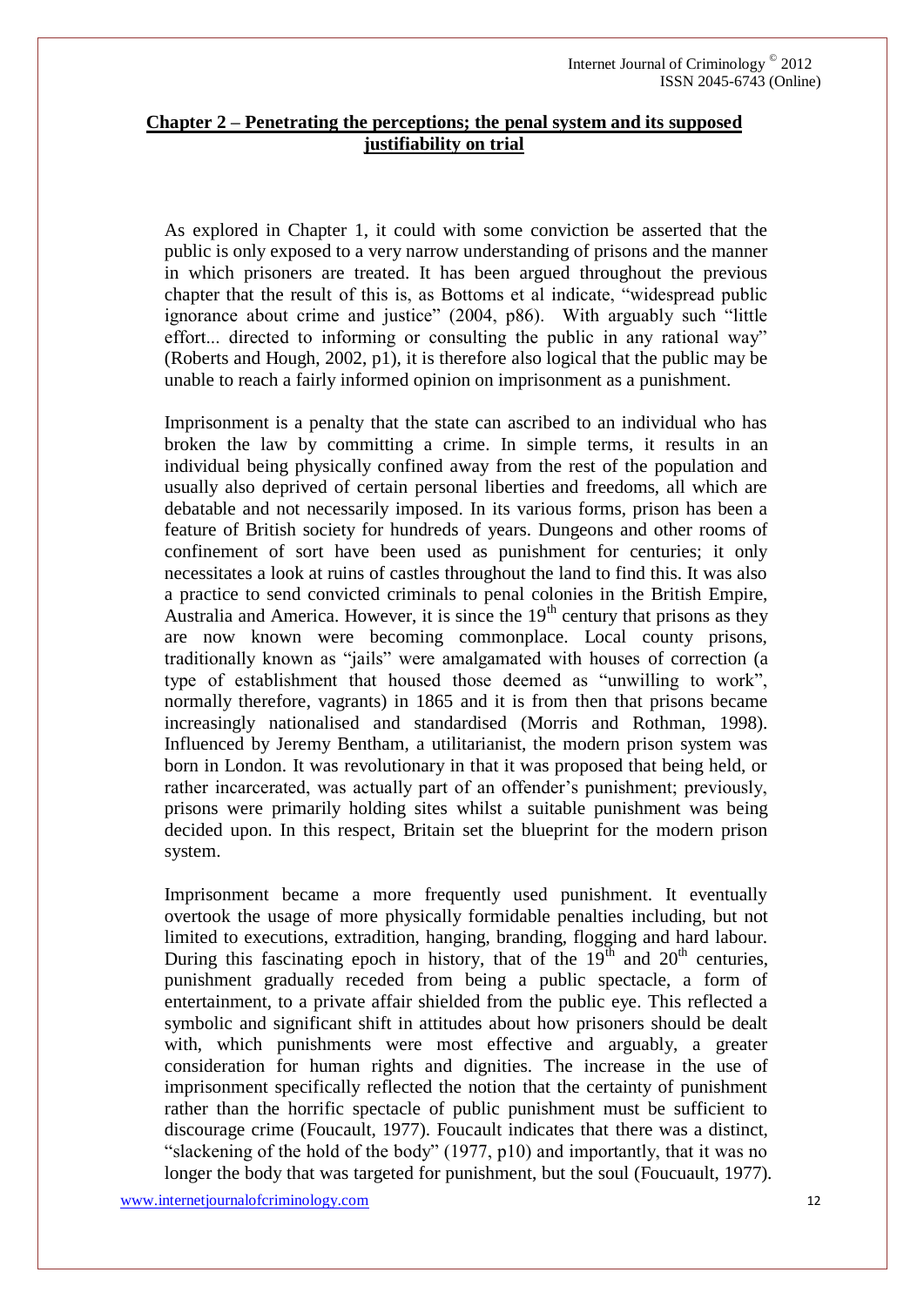## Chapter 2 – Penetrating the perceptions; the penal system and its supposed justifiability on trial

As explored in Chapter 1, it could with some conviction be asserted that the public is only exposed to a very narrow understanding of prisons and the manner in which prisoners are treated. It has been argued throughout the previous chapter that the result of this is, as Bottoms et al indicate, "widespread public ignorance about crime and justice" (2004, p86). With arguably such "little effort... directed to informing or consulting the public in any rational way" (Roberts and Hough, 2002, p1), it is therefore also logical that the public may be unable to reach a fairly informed opinion on imprisonment as a punishment.

Imprisonment is a penalty that the state can ascribed to an individual who has broken the law by committing a crime. In simple terms, it results in an individual being physically confined away from the rest of the population and usually also deprived of certain personal liberties and freedoms, all which are debatable and not necessarily imposed. In its various forms, prison has been a feature of British society for hundreds of years. Dungeons and other rooms of confinement of sort have been used as punishment for centuries; it only necessitates a look at ruins of castles throughout the land to find this. It was also a practice to send convicted criminals to penal colonies in the British Empire, Australia and America. However, it is since the 19th century that prisons as they are now known were becoming commonplace. Local county prisons, traditionally known as "jails" were amalgamated with houses of correction (a type of establishment that housed those deemed as "unwilling to work", normally therefore, vagrants) in 1865 and it is from then that prisons became increasingly nationalised and standardised (Morris and Rothman, 1998). Influenced by Jeremy Bentham, a utilitarianist, the modern prison system was born in London. It was revolutionary in that it was proposed that being held, or rather incarcerated, was actually part of an offender's punishment; previously, prisons were primarily holding sites whilst a suitable punishment was being decided upon. In this respect, Britain set the blueprint for the modern prison system.

Imprisonment became a more frequently used punishment. It eventually overtook the usage of more physically formidable penalties including, but not limited to executions, extradition, hanging, branding, flogging and hard labour. During this fascinating epoch in history, that of the 19th and 20th centuries, punishment gradually receded from being a public spectacle, a form of entertainment, to a private affair shielded from the public eye. This reflected a symbolic and significant shift in attitudes about how prisoners should be dealt with, which punishments were most effective and arguably, a greater consideration for human rights and dignities. The increase in the use of imprisonment specifically reflected the notion that the certainty of punishment rather than the horrific spectacle of public punishment must be sufficient to discourage crime (Foucault, 1977). Foucault indicates that there was a distinct, "slackening of the hold of the body" (1977, p10) and importantly, that it was no longer the body that was targeted for punishment, but the soul (Foucuault, 1977).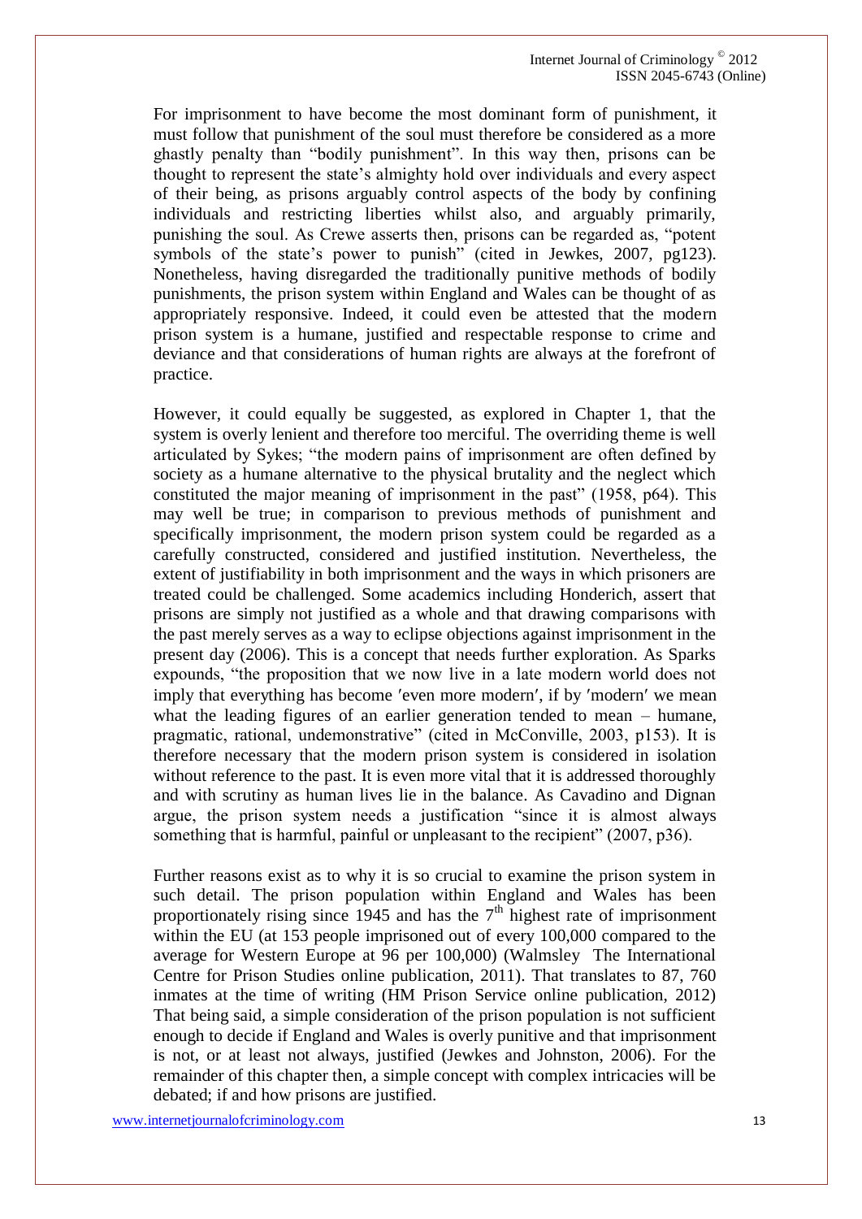For imprisonment to have become the most dominant form of punishment, it must follow that punishment of the soul must therefore be considered as a more ghastly penalty than "bodily punishment". In this way then, prisons can be thought to represent the state's almighty hold over individuals and every aspect of their being, as prisons arguably control aspects of the body by confining individuals and restricting liberties whilst also, and arguably primarily, punishing the soul. As Crewe asserts then, prisons can be regarded as, "potent symbols of the state's power to punish" (cited in Jewkes, 2007, pg123). Nonetheless, having disregarded the traditionally punitive methods of bodily punishments, the prison system within England and Wales can be thought of as appropriately responsive. Indeed, it could even be attested that the modern prison system is a humane, justified and respectable response to crime and deviance and that considerations of human rights are always at the forefront of practice.

However, it could equally be suggested, as explored in Chapter 1, that the system is overly lenient and therefore too merciful. The overriding theme is well articulated by Sykes; "the modern pains of imprisonment are often defined by society as a humane alternative to the physical brutality and the neglect which constituted the major meaning of imprisonment in the past" (1958, p64). This may well be true; in comparison to previous methods of punishment and specifically imprisonment, the modern prison system could be regarded as a carefully constructed, considered and justified institution. Nevertheless, the extent of justifiability in both imprisonment and the ways in which prisoners are treated could be challenged. Some academics including Honderich, assert that prisons are simply not justified as a whole and that drawing comparisons with the past merely serves as a way to eclipse objections against imprisonment in the present day (2006). This is a concept that needs further exploration. As Sparks expounds, "the proposition that we now live in a late modern world does not imply that everything has become ′even more modern′, if by ′modern′ we mean what the leading figures of an earlier generation tended to mean – humane, pragmatic, rational, undemonstrative" (cited in McConville, 2003, p153). It is therefore necessary that the modern prison system is considered in isolation without reference to the past. It is even more vital that it is addressed thoroughly and with scrutiny as human lives lie in the balance. As Cavadino and Dignan argue, the prison system needs a justification "since it is almost always something that is harmful, painful or unpleasant to the recipient" (2007, p36).

Further reasons exist as to why it is so crucial to examine the prison system in such detail. The prison population within England and Wales has been proportionately rising since 1945 and has the 7th highest rate of imprisonment within the EU (at 153 people imprisoned out of every 100,000 compared to the average for Western Europe at 96 per 100,000) (Walmsley The International Centre for Prison Studies online publication, 2011). That translates to 87, 760 inmates at the time of writing (HM Prison Service online publication, 2012) That being said, a simple consideration of the prison population is not sufficient enough to decide if England and Wales is overly punitive and that imprisonment is not, or at least not always, justified (Jewkes and Johnston, 2006). For the remainder of this chapter then, a simple concept with complex intricacies will be debated; if and how prisons are justified.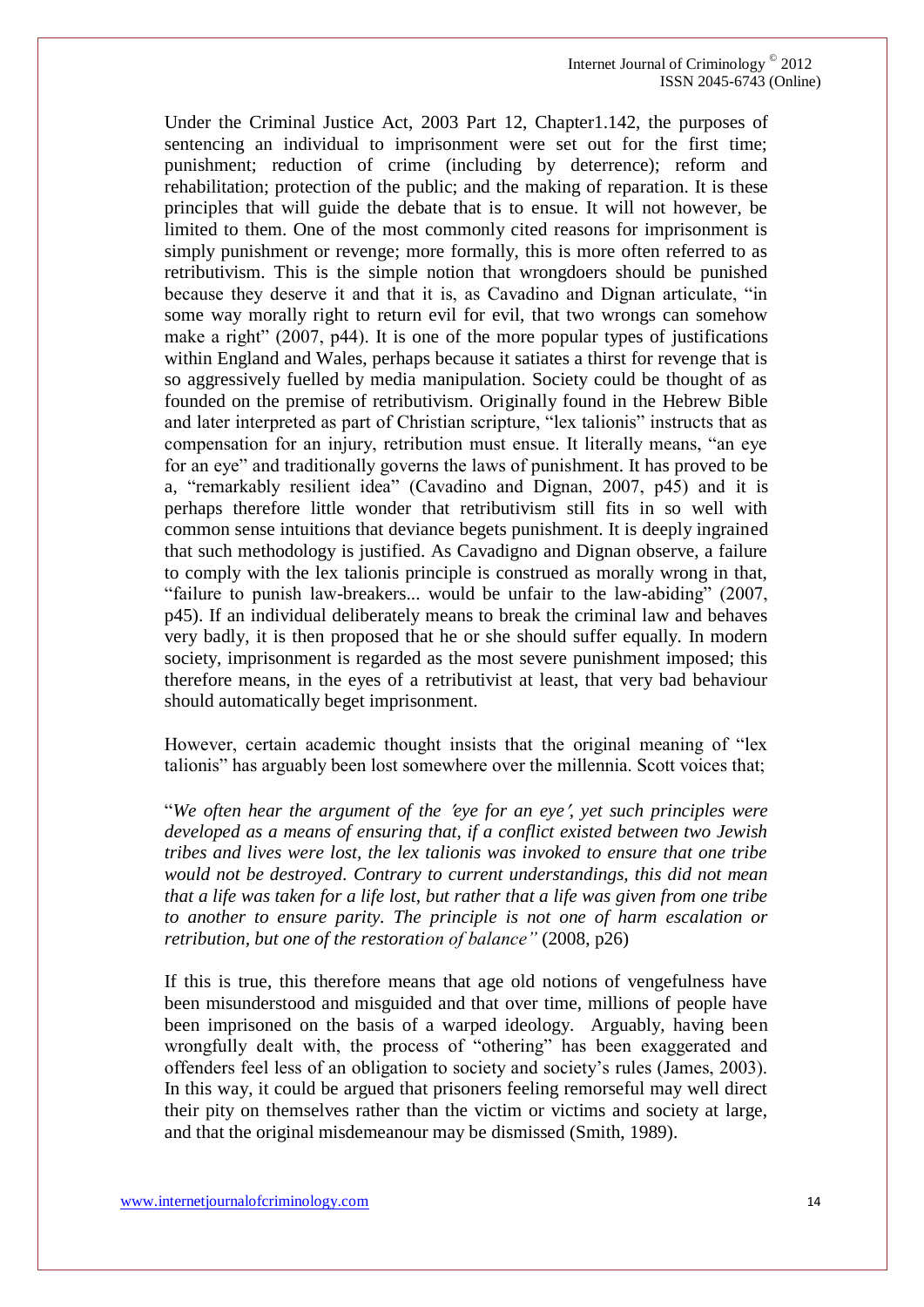Under the Criminal Justice Act, 2003 Part 12, Chapter1.142, the purposes of sentencing an individual to imprisonment were set out for the first time; punishment; reduction of crime (including by deterrence); reform and rehabilitation; protection of the public; and the making of reparation. It is these principles that will guide the debate that is to ensue. It will not however, be limited to them. One of the most commonly cited reasons for imprisonment is simply punishment or revenge; more formally, this is more often referred to as retributivism. This is the simple notion that wrongdoers should be punished because they deserve it and that it is, as Cavadino and Dignan articulate, "in some way morally right to return evil for evil, that two wrongs can somehow make a right" (2007, p44). It is one of the more popular types of justifications within England and Wales, perhaps because it satiates a thirst for revenge that is so aggressively fuelled by media manipulation. Society could be thought of as founded on the premise of retributivism. Originally found in the Hebrew Bible and later interpreted as part of Christian scripture, "lex talionis" instructs that as compensation for an injury, retribution must ensue. It literally means, "an eye for an eye" and traditionally governs the laws of punishment. It has proved to be a, "remarkably resilient idea" (Cavadino and Dignan, 2007, p45) and it is perhaps therefore little wonder that retributivism still fits in so well with common sense intuitions that deviance begets punishment. It is deeply ingrained that such methodology is justified. As Cavadigno and Dignan observe, a failure to comply with the lex talionis principle is construed as morally wrong in that, "failure to punish law-breakers... would be unfair to the law-abiding" (2007, p45). If an individual deliberately means to break the criminal law and behaves very badly, it is then proposed that he or she should suffer equally. In modern society, imprisonment is regarded as the most severe punishment imposed; this therefore means, in the eyes of a retributivist at least, that very bad behaviour should automatically beget imprisonment.

However, certain academic thought insists that the original meaning of "lex talionis" has arguably been lost somewhere over the millennia. Scott voices that;

"*We often hear the argument of the 'eye for an eye', yet such principles were developed as a means of ensuring that, if a conflict existed between two Jewish tribes and lives were lost, the lex talionis was invoked to ensure that one tribe would not be destroyed. Contrary to current understandings, this did not mean that a life was taken for a life lost, but rather that a life was given from one tribe to another to ensure parity. The principle is not one of harm escalation or retribution, but one of the restoration of balance"* (2008, p26)

If this is true, this therefore means that age old notions of vengefulness have been misunderstood and misguided and that over time, millions of people have been imprisoned on the basis of a warped ideology. Arguably, having been wrongfully dealt with, the process of "othering" has been exaggerated and offenders feel less of an obligation to society and society's rules (James, 2003). In this way, it could be argued that prisoners feeling remorseful may well direct their pity on themselves rather than the victim or victims and society at large, and that the original misdemeanour may be dismissed (Smith, 1989).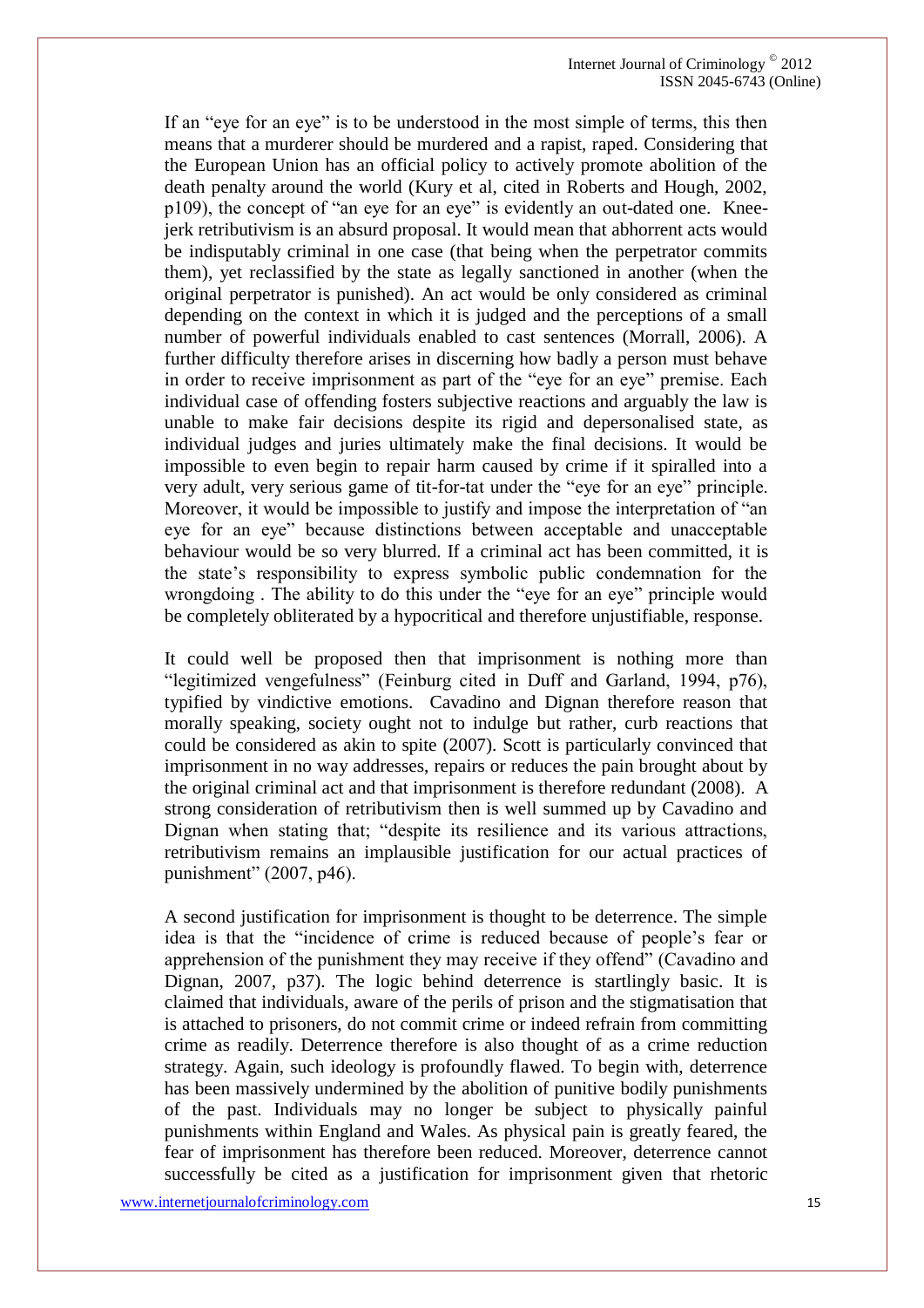If an "eye for an eye" is to be understood in the most simple of terms, this then means that a murderer should be murdered and a rapist, raped. Considering that the European Union has an official policy to actively promote abolition of the death penalty around the world (Kury et al, cited in Roberts and Hough, 2002, p109), the concept of "an eye for an eye" is evidently an out-dated one. Knee-jerk retributivism is an absurd proposal. It would mean that abhorrent acts would be indisputably criminal in one case (that being when the perpetrator commits them), yet reclassified by the state as legally sanctioned in another (when the original perpetrator is punished). An act would be only considered as criminal depending on the context in which it is judged and the perceptions of a small number of powerful individuals enabled to cast sentences (Morrall, 2006). A further difficulty therefore arises in discerning how badly a person must behave in order to receive imprisonment as part of the "eye for an eye" premise. Each individual case of offending fosters subjective reactions and arguably the law is unable to make fair decisions despite its rigid and depersonalised state, as individual judges and juries ultimately make the final decisions. It would be impossible to even begin to repair harm caused by crime if it spiralled into a very adult, very serious game of tit-for-tat under the "eye for an eye" principle. Moreover, it would be impossible to justify and impose the interpretation of "an eye for an eye" because distinctions between acceptable and unacceptable behaviour would be so very blurred. If a criminal act has been committed, it is the state's responsibility to express symbolic public condemnation for the wrongdoing . The ability to do this under the "eye for an eye" principle would be completely obliterated by a hypocritical and therefore unjustifiable, response.

It could well be proposed then that imprisonment is nothing more than "legitimized vengefulness" (Feinburg cited in Duff and Garland, 1994, p76), typified by vindictive emotions. Cavadino and Dignan therefore reason that morally speaking, society ought not to indulge but rather, curb reactions that could be considered as akin to spite (2007). Scott is particularly convinced that imprisonment in no way addresses, repairs or reduces the pain brought about by the original criminal act and that imprisonment is therefore redundant (2008). A strong consideration of retributivism then is well summed up by Cavadino and Dignan when stating that; "despite its resilience and its various attractions, retributivism remains an implausible justification for our actual practices of punishment" (2007, p46).

A second justification for imprisonment is thought to be deterrence. The simple idea is that the "incidence of crime is reduced because of people's fear or apprehension of the punishment they may receive if they offend" (Cavadino and Dignan, 2007, p37). The logic behind deterrence is startlingly basic. It is claimed that individuals, aware of the perils of prison and the stigmatisation that is attached to prisoners, do not commit crime or indeed refrain from committing crime as readily. Deterrence therefore is also thought of as a crime reduction strategy. Again, such ideology is profoundly flawed. To begin with, deterrence has been massively undermined by the abolition of punitive bodily punishments of the past. Individuals may no longer be subject to physically painful punishments within England and Wales. As physical pain is greatly feared, the fear of imprisonment has therefore been reduced. Moreover, deterrence cannot successfully be cited as a justification for imprisonment given that rhetoric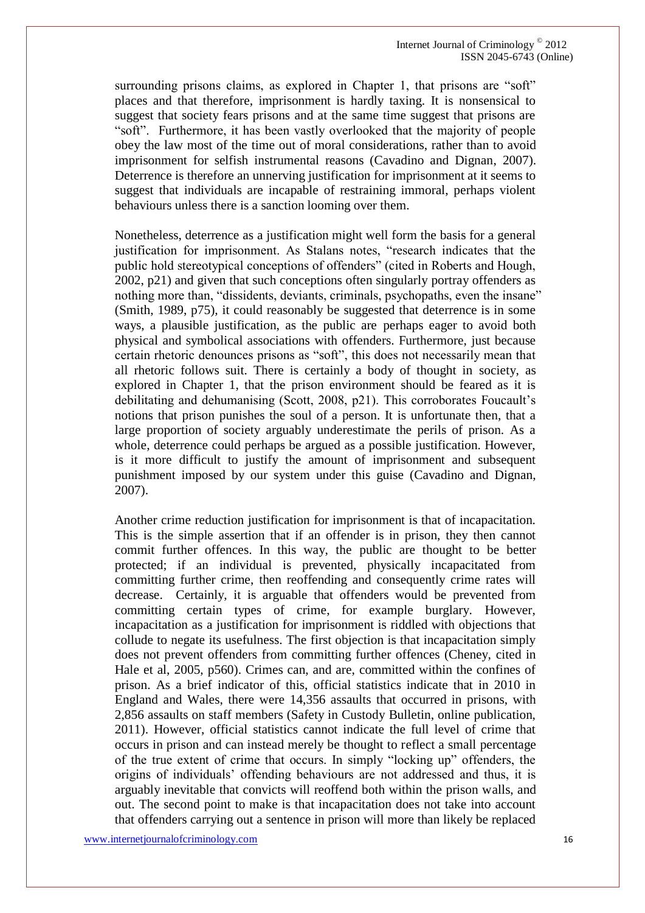surrounding prisons claims, as explored in Chapter 1, that prisons are "soft" places and that therefore, imprisonment is hardly taxing. It is nonsensical to suggest that society fears prisons and at the same time suggest that prisons are "soft". Furthermore, it has been vastly overlooked that the majority of people obey the law most of the time out of moral considerations, rather than to avoid imprisonment for selfish instrumental reasons (Cavadino and Dignan, 2007). Deterrence is therefore an unnerving justification for imprisonment at it seems to suggest that individuals are incapable of restraining immoral, perhaps violent behaviours unless there is a sanction looming over them.

Nonetheless, deterrence as a justification might well form the basis for a general justification for imprisonment. As Stalans notes, "research indicates that the public hold stereotypical conceptions of offenders" (cited in Roberts and Hough, 2002, p21) and given that such conceptions often singularly portray offenders as nothing more than, "dissidents, deviants, criminals, psychopaths, even the insane" (Smith, 1989, p75), it could reasonably be suggested that deterrence is in some ways, a plausible justification, as the public are perhaps eager to avoid both physical and symbolical associations with offenders. Furthermore, just because certain rhetoric denounces prisons as "soft", this does not necessarily mean that all rhetoric follows suit. There is certainly a body of thought in society, as explored in Chapter 1, that the prison environment should be feared as it is debilitating and dehumanising (Scott, 2008, p21). This corroborates Foucault's notions that prison punishes the soul of a person. It is unfortunate then, that a large proportion of society arguably underestimate the perils of prison. As a whole, deterrence could perhaps be argued as a possible justification. However, is it more difficult to justify the amount of imprisonment and subsequent punishment imposed by our system under this guise (Cavadino and Dignan, 2007).

Another crime reduction justification for imprisonment is that of incapacitation. This is the simple assertion that if an offender is in prison, they then cannot commit further offences. In this way, the public are thought to be better protected; if an individual is prevented, physically incapacitated from committing further crime, then reoffending and consequently crime rates will decrease. Certainly, it is arguable that offenders would be prevented from committing certain types of crime, for example burglary. However, incapacitation as a justification for imprisonment is riddled with objections that collude to negate its usefulness. The first objection is that incapacitation simply does not prevent offenders from committing further offences (Cheney, cited in Hale et al, 2005, p560). Crimes can, and are, committed within the confines of prison. As a brief indicator of this, official statistics indicate that in 2010 in England and Wales, there were 14,356 assaults that occurred in prisons, with 2,856 assaults on staff members (Safety in Custody Bulletin, online publication, 2011). However, official statistics cannot indicate the full level of crime that occurs in prison and can instead merely be thought to reflect a small percentage of the true extent of crime that occurs. In simply "locking up" offenders, the origins of individuals' offending behaviours are not addressed and thus, it is arguably inevitable that convicts will reoffend both within the prison walls, and out. The second point to make is that incapacitation does not take into account that offenders carrying out a sentence in prison will more than likely be replaced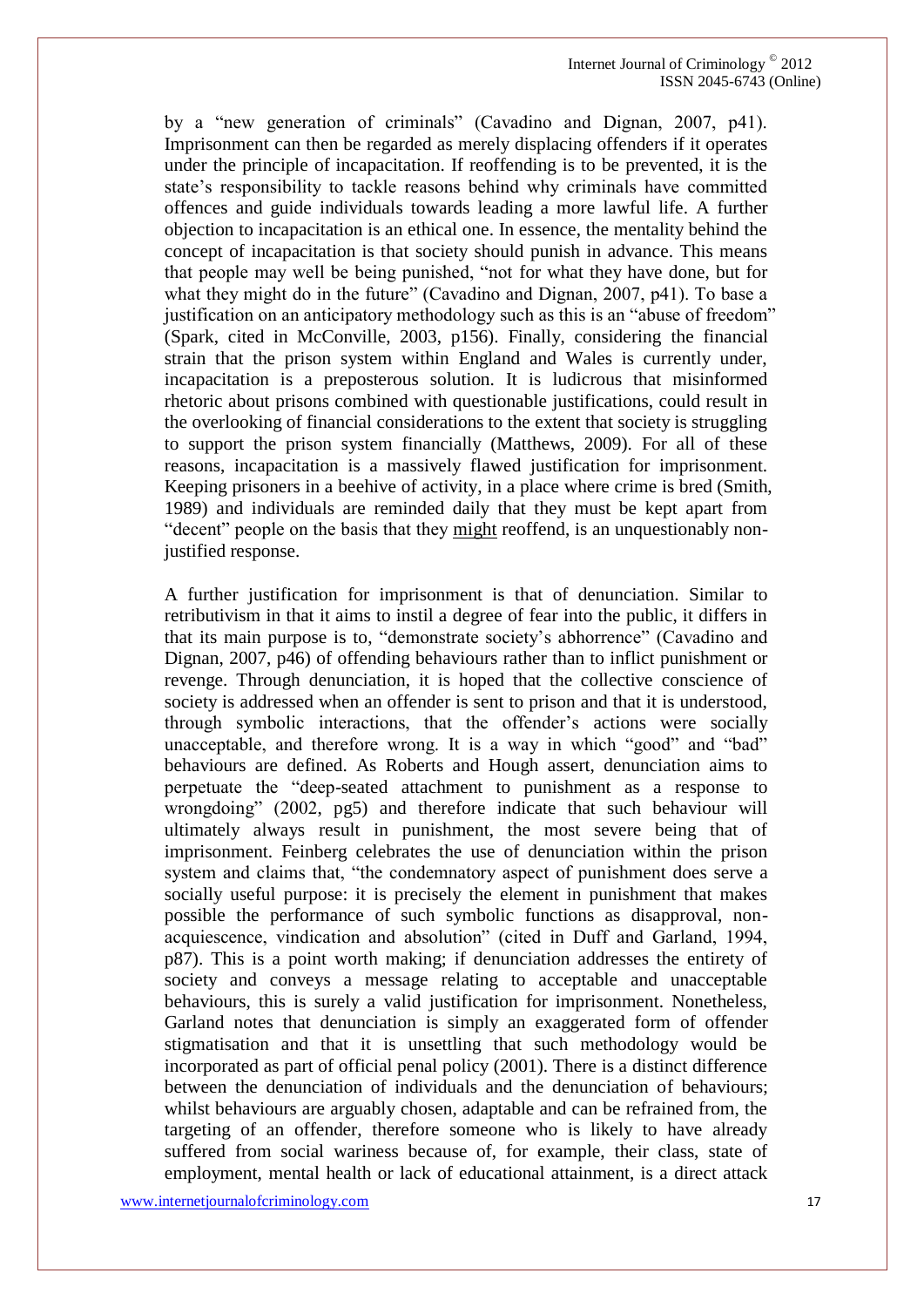by a "new generation of criminals" (Cavadino and Dignan, 2007, p41). Imprisonment can then be regarded as merely displacing offenders if it operates under the principle of incapacitation. If reoffending is to be prevented, it is the state's responsibility to tackle reasons behind why criminals have committed offences and guide individuals towards leading a more lawful life. A further objection to incapacitation is an ethical one. In essence, the mentality behind the concept of incapacitation is that society should punish in advance. This means that people may well be being punished, "not for what they have done, but for what they might do in the future" (Cavadino and Dignan, 2007, p41). To base a justification on an anticipatory methodology such as this is an "abuse of freedom" (Spark, cited in McConville, 2003, p156). Finally, considering the financial strain that the prison system within England and Wales is currently under, incapacitation is a preposterous solution. It is ludicrous that misinformed rhetoric about prisons combined with questionable justifications, could result in the overlooking of financial considerations to the extent that society is struggling to support the prison system financially (Matthews, 2009). For all of these reasons, incapacitation is a massively flawed justification for imprisonment. Keeping prisoners in a beehive of activity, in a place where crime is bred (Smith, 1989) and individuals are reminded daily that they must be kept apart from "decent" people on the basis that they <u>might</u> reoffend, is an unquestionably non-justified response.

A further justification for imprisonment is that of denunciation. Similar to retributivism in that it aims to instil a degree of fear into the public, it differs in that its main purpose is to, "demonstrate society's abhorrence" (Cavadino and Dignan, 2007, p46) of offending behaviours rather than to inflict punishment or revenge. Through denunciation, it is hoped that the collective conscience of society is addressed when an offender is sent to prison and that it is understood, through symbolic interactions, that the offender's actions were socially unacceptable, and therefore wrong. It is a way in which "good" and "bad" behaviours are defined. As Roberts and Hough assert, denunciation aims to perpetuate the "deep-seated attachment to punishment as a response to wrongdoing" (2002, pg5) and therefore indicate that such behaviour will ultimately always result in punishment, the most severe being that of imprisonment. Feinberg celebrates the use of denunciation within the prison system and claims that, "the condemnatory aspect of punishment does serve a socially useful purpose: it is precisely the element in punishment that makes possible the performance of such symbolic functions as disapproval, non-acquiescence, vindication and absolution" (cited in Duff and Garland, 1994, p87). This is a point worth making; if denunciation addresses the entirety of society and conveys a message relating to acceptable and unacceptable behaviours, this is surely a valid justification for imprisonment. Nonetheless, Garland notes that denunciation is simply an exaggerated form of offender stigmatisation and that it is unsettling that such methodology would be incorporated as part of official penal policy (2001). There is a distinct difference between the denunciation of individuals and the denunciation of behaviours; whilst behaviours are arguably chosen, adaptable and can be refrained from, the targeting of an offender, therefore someone who is likely to have already suffered from social wariness because of, for example, their class, state of employment, mental health or lack of educational attainment, is a direct attack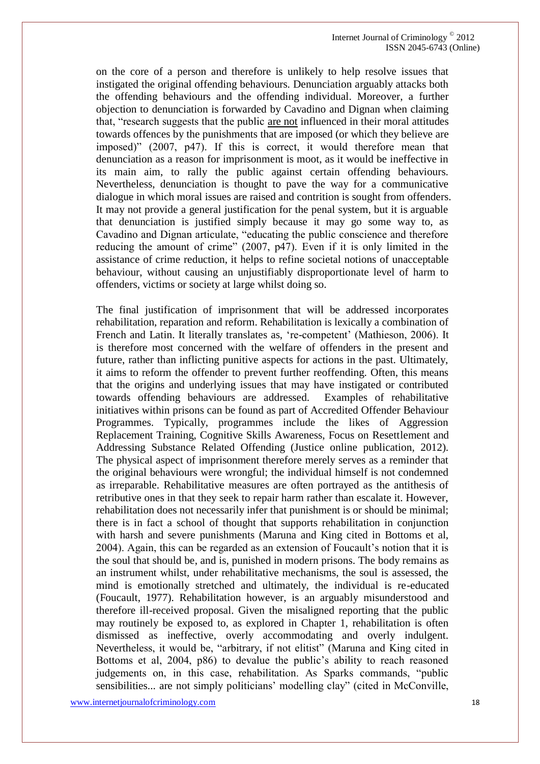on the core of a person and therefore is unlikely to help resolve issues that instigated the original offending behaviours. Denunciation arguably attacks both the offending behaviours and the offending individual. Moreover, a further objection to denunciation is forwarded by Cavadino and Dignan when claiming that, "research suggests that the public are not influenced in their moral attitudes towards offences by the punishments that are imposed (or which they believe are imposed)" (2007, p47). If this is correct, it would therefore mean that denunciation as a reason for imprisonment is moot, as it would be ineffective in its main aim, to rally the public against certain offending behaviours. Nevertheless, denunciation is thought to pave the way for a communicative dialogue in which moral issues are raised and contrition is sought from offenders. It may not provide a general justification for the penal system, but it is arguable that denunciation is justified simply because it may go some way to, as Cavadino and Dignan articulate, "educating the public conscience and therefore reducing the amount of crime" (2007, p47). Even if it is only limited in the assistance of crime reduction, it helps to refine societal notions of unacceptable behaviour, without causing an unjustifiably disproportionate level of harm to offenders, victims or society at large whilst doing so.

The final justification of imprisonment that will be addressed incorporates rehabilitation, reparation and reform. Rehabilitation is lexically a combination of French and Latin. It literally translates as, 're-competent' (Mathieson, 2006). It is therefore most concerned with the welfare of offenders in the present and future, rather than inflicting punitive aspects for actions in the past. Ultimately, it aims to reform the offender to prevent further reoffending. Often, this means that the origins and underlying issues that may have instigated or contributed towards offending behaviours are addressed. Examples of rehabilitative initiatives within prisons can be found as part of Accredited Offender Behaviour Programmes. Typically, programmes include the likes of Aggression Replacement Training, Cognitive Skills Awareness, Focus on Resettlement and Addressing Substance Related Offending (Justice online publication, 2012). The physical aspect of imprisonment therefore merely serves as a reminder that the original behaviours were wrongful; the individual himself is not condemned as irreparable. Rehabilitative measures are often portrayed as the antithesis of retributive ones in that they seek to repair harm rather than escalate it. However, rehabilitation does not necessarily infer that punishment is or should be minimal; there is in fact a school of thought that supports rehabilitation in conjunction with harsh and severe punishments (Maruna and King cited in Bottoms et al, 2004). Again, this can be regarded as an extension of Foucault's notion that it is the soul that should be, and is, punished in modern prisons. The body remains as an instrument whilst, under rehabilitative mechanisms, the soul is assessed, the mind is emotionally stretched and ultimately, the individual is re-educated (Foucault, 1977). Rehabilitation however, is an arguably misunderstood and therefore ill-received proposal. Given the misaligned reporting that the public may routinely be exposed to, as explored in Chapter 1, rehabilitation is often dismissed as ineffective, overly accommodating and overly indulgent. Nevertheless, it would be, "arbitrary, if not elitist" (Maruna and King cited in Bottoms et al, 2004, p86) to devalue the public's ability to reach reasoned judgements on, in this case, rehabilitation. As Sparks commands, "public sensibilities... are not simply politicians' modelling clay" (cited in McConville,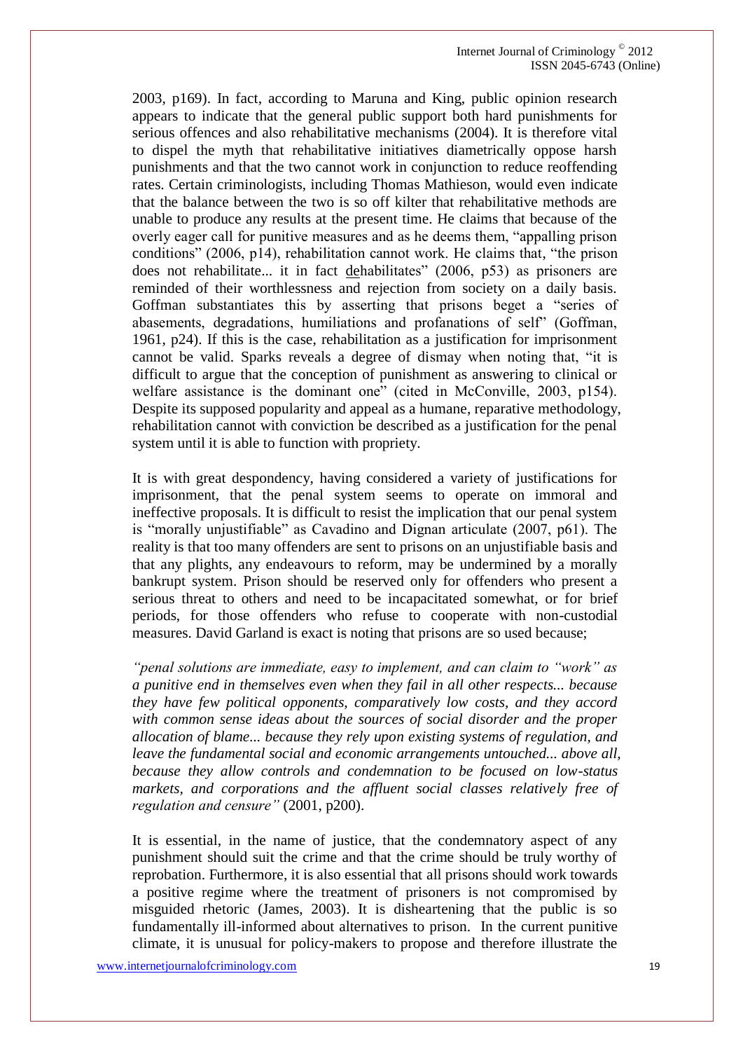2003, p169). In fact, according to Maruna and King, public opinion research appears to indicate that the general public support both hard punishments for serious offences and also rehabilitative mechanisms (2004). It is therefore vital to dispel the myth that rehabilitative initiatives diametrically oppose harsh punishments and that the two cannot work in conjunction to reduce reoffending rates. Certain criminologists, including Thomas Mathieson, would even indicate that the balance between the two is so off kilter that rehabilitative methods are unable to produce any results at the present time. He claims that because of the overly eager call for punitive measures and as he deems them, "appalling prison conditions" (2006, p14), rehabilitation cannot work. He claims that, "the prison does not rehabilitate... it in fact dehabilitates" (2006, p53) as prisoners are reminded of their worthlessness and rejection from society on a daily basis. Goffman substantiates this by asserting that prisons beget a "series of abasements, degradations, humiliations and profanations of self" (Goffman, 1961, p24). If this is the case, rehabilitation as a justification for imprisonment cannot be valid. Sparks reveals a degree of dismay when noting that, "it is difficult to argue that the conception of punishment as answering to clinical or welfare assistance is the dominant one" (cited in McConville, 2003, p154). Despite its supposed popularity and appeal as a humane, reparative methodology, rehabilitation cannot with conviction be described as a justification for the penal system until it is able to function with propriety.

It is with great despondency, having considered a variety of justifications for imprisonment, that the penal system seems to operate on immoral and ineffective proposals. It is difficult to resist the implication that our penal system is "morally unjustifiable" as Cavadino and Dignan articulate (2007, p61). The reality is that too many offenders are sent to prisons on an unjustifiable basis and that any plights, any endeavours to reform, may be undermined by a morally bankrupt system. Prison should be reserved only for offenders who present a serious threat to others and need to be incapacitated somewhat, or for brief periods, for those offenders who refuse to cooperate with non-custodial measures. David Garland is exact is noting that prisons are so used because;

*"penal solutions are immediate, easy to implement, and can claim to "work" as a punitive end in themselves even when they fail in all other respects... because they have few political opponents, comparatively low costs, and they accord with common sense ideas about the sources of social disorder and the proper allocation of blame... because they rely upon existing systems of regulation, and leave the fundamental social and economic arrangements untouched... above all, because they allow controls and condemnation to be focused on low-status markets, and corporations and the affluent social classes relatively free of regulation and censure"* (2001, p200).

It is essential, in the name of justice, that the condemnatory aspect of any punishment should suit the crime and that the crime should be truly worthy of reprobation. Furthermore, it is also essential that all prisons should work towards a positive regime where the treatment of prisoners is not compromised by misguided rhetoric (James, 2003). It is disheartening that the public is so fundamentally ill-informed about alternatives to prison. In the current punitive climate, it is unusual for policy-makers to propose and therefore illustrate the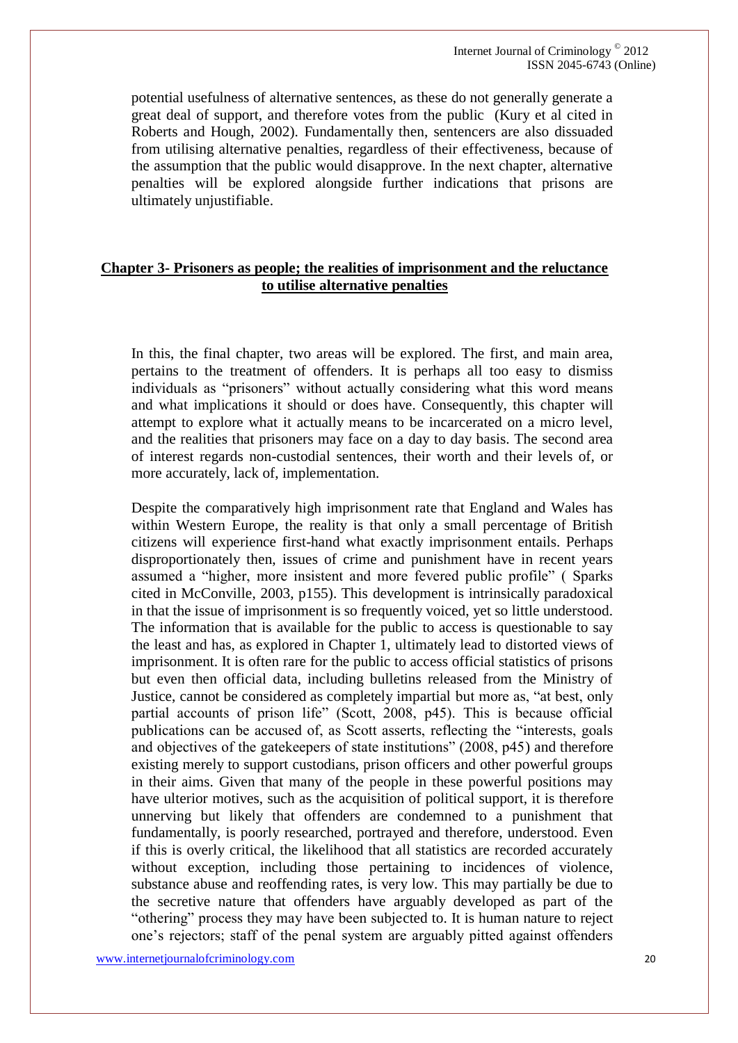potential usefulness of alternative sentences, as these do not generally generate a great deal of support, and therefore votes from the public (Kury et al cited in Roberts and Hough, 2002). Fundamentally then, sentencers are also dissuaded from utilising alternative penalties, regardless of their effectiveness, because of the assumption that the public would disapprove. In the next chapter, alternative penalties will be explored alongside further indications that prisons are ultimately unjustifiable.

## Chapter 3- Prisoners as people; the realities of imprisonment and the reluctance to utilise alternative penalties

In this, the final chapter, two areas will be explored. The first, and main area, pertains to the treatment of offenders. It is perhaps all too easy to dismiss individuals as "prisoners" without actually considering what this word means and what implications it should or does have. Consequently, this chapter will attempt to explore what it actually means to be incarcerated on a micro level, and the realities that prisoners may face on a day to day basis. The second area of interest regards non-custodial sentences, their worth and their levels of, or more accurately, lack of, implementation.

Despite the comparatively high imprisonment rate that England and Wales has within Western Europe, the reality is that only a small percentage of British citizens will experience first-hand what exactly imprisonment entails. Perhaps disproportionately then, issues of crime and punishment have in recent years assumed a "higher, more insistent and more fevered public profile" ( Sparks cited in McConville, 2003, p155). This development is intrinsically paradoxical in that the issue of imprisonment is so frequently voiced, yet so little understood. The information that is available for the public to access is questionable to say the least and has, as explored in Chapter 1, ultimately lead to distorted views of imprisonment. It is often rare for the public to access official statistics of prisons but even then official data, including bulletins released from the Ministry of Justice, cannot be considered as completely impartial but more as, "at best, only partial accounts of prison life" (Scott, 2008, p45). This is because official publications can be accused of, as Scott asserts, reflecting the "interests, goals and objectives of the gatekeepers of state institutions" (2008, p45) and therefore existing merely to support custodians, prison officers and other powerful groups in their aims. Given that many of the people in these powerful positions may have ulterior motives, such as the acquisition of political support, it is therefore unnerving but likely that offenders are condemned to a punishment that fundamentally, is poorly researched, portrayed and therefore, understood. Even if this is overly critical, the likelihood that all statistics are recorded accurately without exception, including those pertaining to incidences of violence, substance abuse and reoffending rates, is very low. This may partially be due to the secretive nature that offenders have arguably developed as part of the "othering" process they may have been subjected to. It is human nature to reject one's rejectors; staff of the penal system are arguably pitted against offenders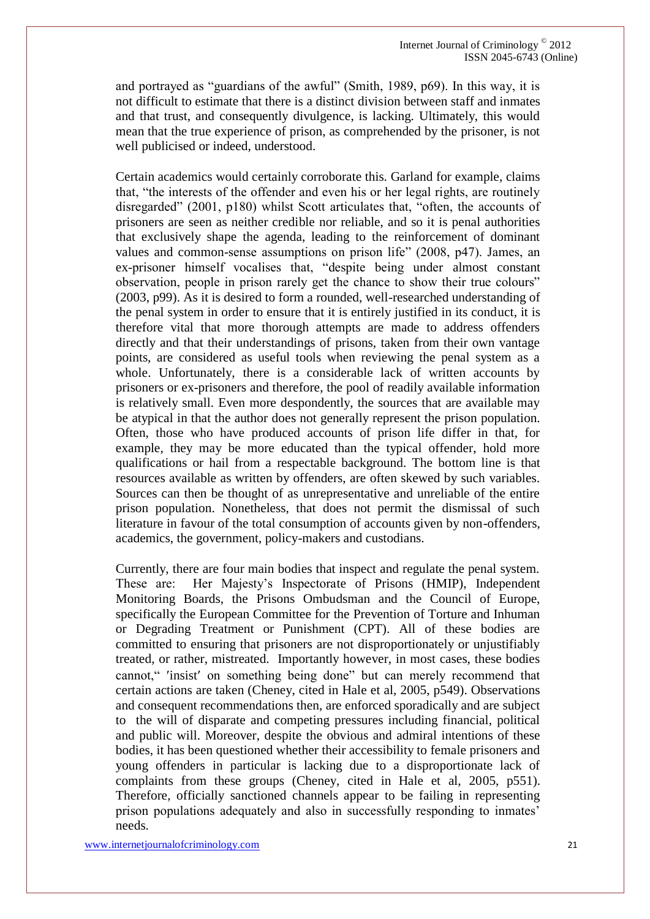and portrayed as "guardians of the awful" (Smith, 1989, p69). In this way, it is not difficult to estimate that there is a distinct division between staff and inmates and that trust, and consequently divulgence, is lacking. Ultimately, this would mean that the true experience of prison, as comprehended by the prisoner, is not well publicised or indeed, understood.

Certain academics would certainly corroborate this. Garland for example, claims that, "the interests of the offender and even his or her legal rights, are routinely disregarded" (2001, p180) whilst Scott articulates that, "often, the accounts of prisoners are seen as neither credible nor reliable, and so it is penal authorities that exclusively shape the agenda, leading to the reinforcement of dominant values and common-sense assumptions on prison life" (2008, p47). James, an ex-prisoner himself vocalises that, "despite being under almost constant observation, people in prison rarely get the chance to show their true colours" (2003, p99). As it is desired to form a rounded, well-researched understanding of the penal system in order to ensure that it is entirely justified in its conduct, it is therefore vital that more thorough attempts are made to address offenders directly and that their understandings of prisons, taken from their own vantage points, are considered as useful tools when reviewing the penal system as a whole. Unfortunately, there is a considerable lack of written accounts by prisoners or ex-prisoners and therefore, the pool of readily available information is relatively small. Even more despondently, the sources that are available may be atypical in that the author does not generally represent the prison population. Often, those who have produced accounts of prison life differ in that, for example, they may be more educated than the typical offender, hold more qualifications or hail from a respectable background. The bottom line is that resources available as written by offenders, are often skewed by such variables. Sources can then be thought of as unrepresentative and unreliable of the entire prison population. Nonetheless, that does not permit the dismissal of such literature in favour of the total consumption of accounts given by non-offenders, academics, the government, policy-makers and custodians.

Currently, there are four main bodies that inspect and regulate the penal system. These are: Her Majesty's Inspectorate of Prisons (HMIP), Independent Monitoring Boards, the Prisons Ombudsman and the Council of Europe, specifically the European Committee for the Prevention of Torture and Inhuman or Degrading Treatment or Punishment (CPT). All of these bodies are committed to ensuring that prisoners are not disproportionately or unjustifiably treated, or rather, mistreated. Importantly however, in most cases, these bodies cannot," 'insist' on something being done" but can merely recommend that certain actions are taken (Cheney, cited in Hale et al, 2005, p549). Observations and consequent recommendations then, are enforced sporadically and are subject to the will of disparate and competing pressures including financial, political and public will. Moreover, despite the obvious and admiral intentions of these bodies, it has been questioned whether their accessibility to female prisoners and young offenders in particular is lacking due to a disproportionate lack of complaints from these groups (Cheney, cited in Hale et al, 2005, p551). Therefore, officially sanctioned channels appear to be failing in representing prison populations adequately and also in successfully responding to inmates' needs.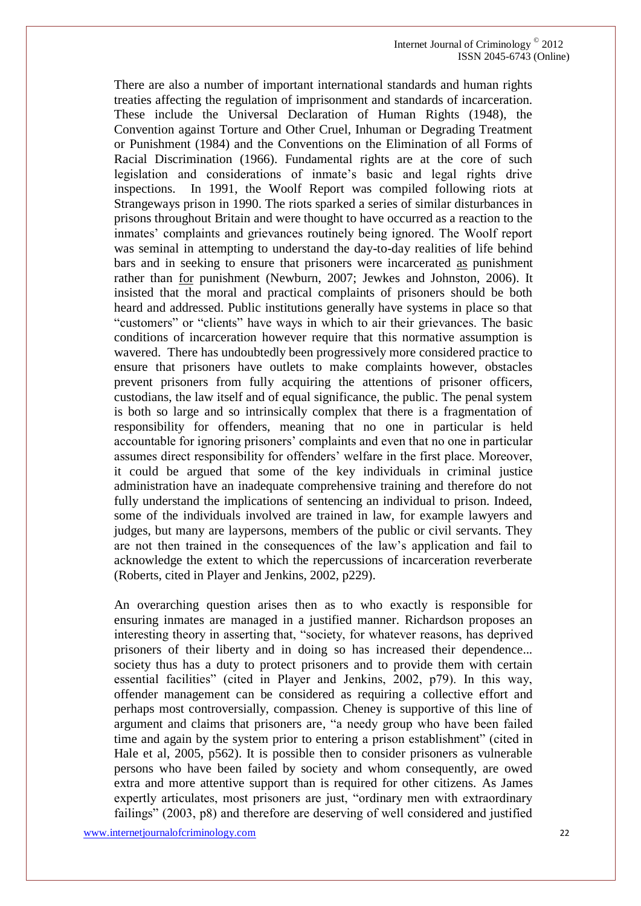There are also a number of important international standards and human rights treaties affecting the regulation of imprisonment and standards of incarceration. These include the Universal Declaration of Human Rights (1948), the Convention against Torture and Other Cruel, Inhuman or Degrading Treatment or Punishment (1984) and the Conventions on the Elimination of all Forms of Racial Discrimination (1966). Fundamental rights are at the core of such legislation and considerations of inmate's basic and legal rights drive inspections. In 1991, the Woolf Report was compiled following riots at Strangeways prison in 1990. The riots sparked a series of similar disturbances in prisons throughout Britain and were thought to have occurred as a reaction to the inmates' complaints and grievances routinely being ignored. The Woolf report was seminal in attempting to understand the day-to-day realities of life behind bars and in seeking to ensure that prisoners were incarcerated as punishment rather than for punishment (Newburn, 2007; Jewkes and Johnston, 2006). It insisted that the moral and practical complaints of prisoners should be both heard and addressed. Public institutions generally have systems in place so that "customers" or "clients" have ways in which to air their grievances. The basic conditions of incarceration however require that this normative assumption is wavered. There has undoubtedly been progressively more considered practice to ensure that prisoners have outlets to make complaints however, obstacles prevent prisoners from fully acquiring the attentions of prisoner officers, custodians, the law itself and of equal significance, the public. The penal system is both so large and so intrinsically complex that there is a fragmentation of responsibility for offenders, meaning that no one in particular is held accountable for ignoring prisoners' complaints and even that no one in particular assumes direct responsibility for offenders' welfare in the first place. Moreover, it could be argued that some of the key individuals in criminal justice administration have an inadequate comprehensive training and therefore do not fully understand the implications of sentencing an individual to prison. Indeed, some of the individuals involved are trained in law, for example lawyers and judges, but many are laypersons, members of the public or civil servants. They are not then trained in the consequences of the law's application and fail to acknowledge the extent to which the repercussions of incarceration reverberate (Roberts, cited in Player and Jenkins, 2002, p229).

An overarching question arises then as to who exactly is responsible for ensuring inmates are managed in a justified manner. Richardson proposes an interesting theory in asserting that, "society, for whatever reasons, has deprived prisoners of their liberty and in doing so has increased their dependence... society thus has a duty to protect prisoners and to provide them with certain essential facilities" (cited in Player and Jenkins, 2002, p79). In this way, offender management can be considered as requiring a collective effort and perhaps most controversially, compassion. Cheney is supportive of this line of argument and claims that prisoners are, "a needy group who have been failed time and again by the system prior to entering a prison establishment" (cited in Hale et al, 2005, p562). It is possible then to consider prisoners as vulnerable persons who have been failed by society and whom consequently, are owed extra and more attentive support than is required for other citizens. As James expertly articulates, most prisoners are just, "ordinary men with extraordinary failings" (2003, p8) and therefore are deserving of well considered and justified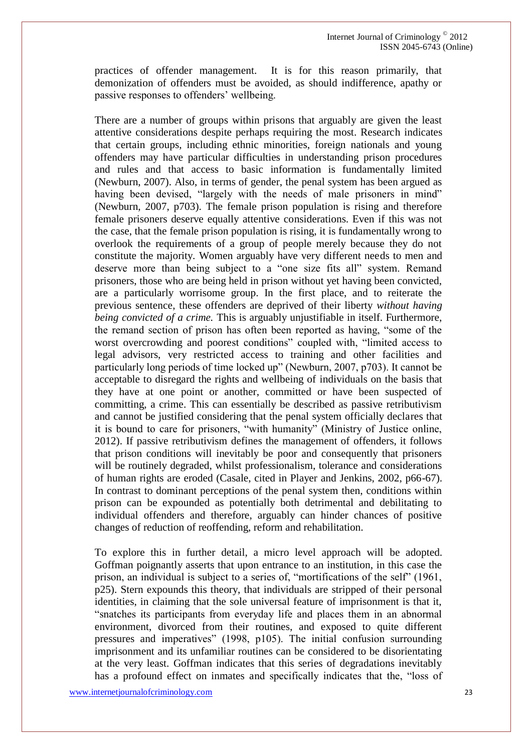practices of offender management. It is for this reason primarily, that demonization of offenders must be avoided, as should indifference, apathy or passive responses to offenders' wellbeing.

There are a number of groups within prisons that arguably are given the least attentive considerations despite perhaps requiring the most. Research indicates that certain groups, including ethnic minorities, foreign nationals and young offenders may have particular difficulties in understanding prison procedures and rules and that access to basic information is fundamentally limited (Newburn, 2007). Also, in terms of gender, the penal system has been argued as having been devised, "largely with the needs of male prisoners in mind" (Newburn, 2007, p703). The female prison population is rising and therefore female prisoners deserve equally attentive considerations. Even if this was not the case, that the female prison population is rising, it is fundamentally wrong to overlook the requirements of a group of people merely because they do not constitute the majority. Women arguably have very different needs to men and deserve more than being subject to a "one size fits all" system. Remand prisoners, those who are being held in prison without yet having been convicted, are a particularly worrisome group. In the first place, and to reiterate the previous sentence, these offenders are deprived of their liberty *without having being convicted of a crime.* This is arguably unjustifiable in itself. Furthermore, the remand section of prison has often been reported as having, "some of the worst overcrowding and poorest conditions" coupled with, "limited access to legal advisors, very restricted access to training and other facilities and particularly long periods of time locked up" (Newburn, 2007, p703). It cannot be acceptable to disregard the rights and wellbeing of individuals on the basis that they have at one point or another, committed or have been suspected of committing, a crime. This can essentially be described as passive retributivism and cannot be justified considering that the penal system officially declares that it is bound to care for prisoners, "with humanity" (Ministry of Justice online, 2012). If passive retributivism defines the management of offenders, it follows that prison conditions will inevitably be poor and consequently that prisoners will be routinely degraded, whilst professionalism, tolerance and considerations of human rights are eroded (Casale, cited in Player and Jenkins, 2002, p66-67). In contrast to dominant perceptions of the penal system then, conditions within prison can be expounded as potentially both detrimental and debilitating to individual offenders and therefore, arguably can hinder chances of positive changes of reduction of reoffending, reform and rehabilitation.

To explore this in further detail, a micro level approach will be adopted. Goffman poignantly asserts that upon entrance to an institution, in this case the prison, an individual is subject to a series of, "mortifications of the self" (1961, p25). Stern expounds this theory, that individuals are stripped of their personal identities, in claiming that the sole universal feature of imprisonment is that it, "snatches its participants from everyday life and places them in an abnormal environment, divorced from their routines, and exposed to quite different pressures and imperatives" (1998, p105). The initial confusion surrounding imprisonment and its unfamiliar routines can be considered to be disorientating at the very least. Goffman indicates that this series of degradations inevitably has a profound effect on inmates and specifically indicates that the, "loss of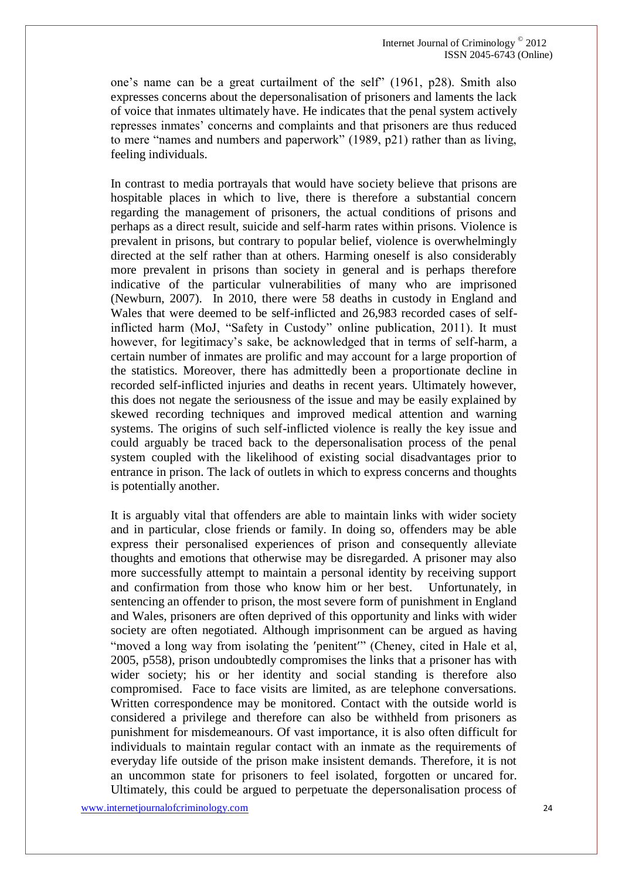one's name can be a great curtailment of the self" (1961, p28). Smith also expresses concerns about the depersonalisation of prisoners and laments the lack of voice that inmates ultimately have. He indicates that the penal system actively represses inmates' concerns and complaints and that prisoners are thus reduced to mere "names and numbers and paperwork" (1989, p21) rather than as living, feeling individuals.

In contrast to media portrayals that would have society believe that prisons are hospitable places in which to live, there is therefore a substantial concern regarding the management of prisoners, the actual conditions of prisons and perhaps as a direct result, suicide and self-harm rates within prisons. Violence is prevalent in prisons, but contrary to popular belief, violence is overwhelmingly directed at the self rather than at others. Harming oneself is also considerably more prevalent in prisons than society in general and is perhaps therefore indicative of the particular vulnerabilities of many who are imprisoned (Newburn, 2007). In 2010, there were 58 deaths in custody in England and Wales that were deemed to be self-inflicted and 26,983 recorded cases of self-inflicted harm (MoJ, "Safety in Custody" online publication, 2011). It must however, for legitimacy's sake, be acknowledged that in terms of self-harm, a certain number of inmates are prolific and may account for a large proportion of the statistics. Moreover, there has admittedly been a proportionate decline in recorded self-inflicted injuries and deaths in recent years. Ultimately however, this does not negate the seriousness of the issue and may be easily explained by skewed recording techniques and improved medical attention and warning systems. The origins of such self-inflicted violence is really the key issue and could arguably be traced back to the depersonalisation process of the penal system coupled with the likelihood of existing social disadvantages prior to entrance in prison. The lack of outlets in which to express concerns and thoughts is potentially another.

It is arguably vital that offenders are able to maintain links with wider society and in particular, close friends or family. In doing so, offenders may be able express their personalised experiences of prison and consequently alleviate thoughts and emotions that otherwise may be disregarded. A prisoner may also more successfully attempt to maintain a personal identity by receiving support and confirmation from those who know him or her best. Unfortunately, in sentencing an offender to prison, the most severe form of punishment in England and Wales, prisoners are often deprived of this opportunity and links with wider society are often negotiated. Although imprisonment can be argued as having "moved a long way from isolating the ′penitent′" (Cheney, cited in Hale et al, 2005, p558), prison undoubtedly compromises the links that a prisoner has with wider society; his or her identity and social standing is therefore also compromised. Face to face visits are limited, as are telephone conversations. Written correspondence may be monitored. Contact with the outside world is considered a privilege and therefore can also be withheld from prisoners as punishment for misdemeanours. Of vast importance, it is also often difficult for individuals to maintain regular contact with an inmate as the requirements of everyday life outside of the prison make insistent demands. Therefore, it is not an uncommon state for prisoners to feel isolated, forgotten or uncared for. Ultimately, this could be argued to perpetuate the depersonalisation process of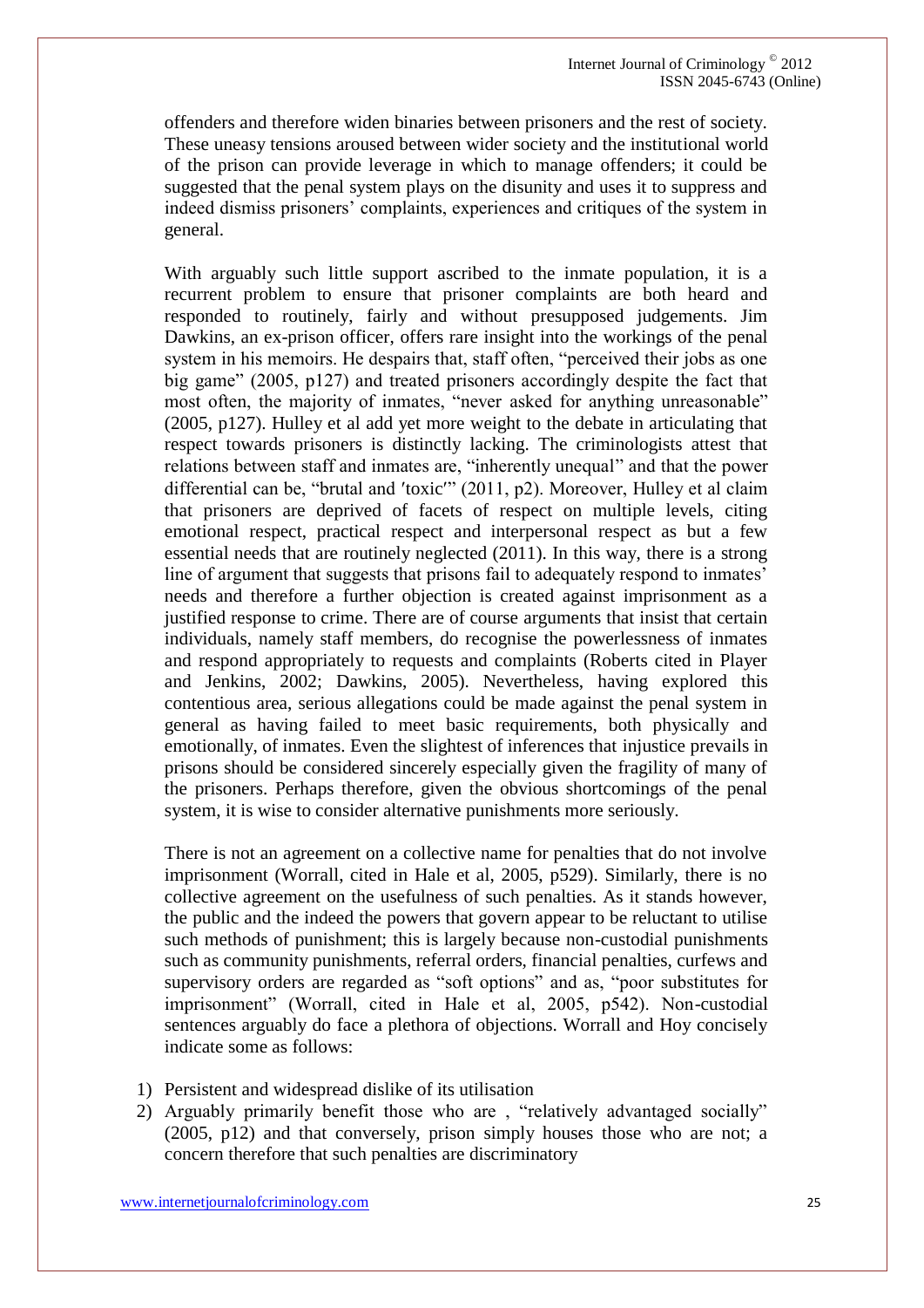offenders and therefore widen binaries between prisoners and the rest of society. These uneasy tensions aroused between wider society and the institutional world of the prison can provide leverage in which to manage offenders; it could be suggested that the penal system plays on the disunity and uses it to suppress and indeed dismiss prisoners' complaints, experiences and critiques of the system in general.

With arguably such little support ascribed to the inmate population, it is a recurrent problem to ensure that prisoner complaints are both heard and responded to routinely, fairly and without presupposed judgements. Jim Dawkins, an ex-prison officer, offers rare insight into the workings of the penal system in his memoirs. He despairs that, staff often, "perceived their jobs as one big game" (2005, p127) and treated prisoners accordingly despite the fact that most often, the majority of inmates, "never asked for anything unreasonable" (2005, p127). Hulley et al add yet more weight to the debate in articulating that respect towards prisoners is distinctly lacking. The criminologists attest that relations between staff and inmates are, "inherently unequal" and that the power differential can be, "brutal and ′toxic′" (2011, p2). Moreover, Hulley et al claim that prisoners are deprived of facets of respect on multiple levels, citing emotional respect, practical respect and interpersonal respect as but a few essential needs that are routinely neglected (2011). In this way, there is a strong line of argument that suggests that prisons fail to adequately respond to inmates' needs and therefore a further objection is created against imprisonment as a justified response to crime. There are of course arguments that insist that certain individuals, namely staff members, do recognise the powerlessness of inmates and respond appropriately to requests and complaints (Roberts cited in Player and Jenkins, 2002; Dawkins, 2005). Nevertheless, having explored this contentious area, serious allegations could be made against the penal system in general as having failed to meet basic requirements, both physically and emotionally, of inmates. Even the slightest of inferences that injustice prevails in prisons should be considered sincerely especially given the fragility of many of the prisoners. Perhaps therefore, given the obvious shortcomings of the penal system, it is wise to consider alternative punishments more seriously.

There is not an agreement on a collective name for penalties that do not involve imprisonment (Worrall, cited in Hale et al, 2005, p529). Similarly, there is no collective agreement on the usefulness of such penalties. As it stands however, the public and the indeed the powers that govern appear to be reluctant to utilise such methods of punishment; this is largely because non-custodial punishments such as community punishments, referral orders, financial penalties, curfews and supervisory orders are regarded as "soft options" and as, "poor substitutes for imprisonment" (Worrall, cited in Hale et al, 2005, p542). Non-custodial sentences arguably do face a plethora of objections. Worrall and Hoy concisely indicate some as follows:

1) Persistent and widespread dislike of its utilisation
2) Arguably primarily benefit those who are , "relatively advantaged socially" (2005, p12) and that conversely, prison simply houses those who are not; a concern therefore that such penalties are discriminatory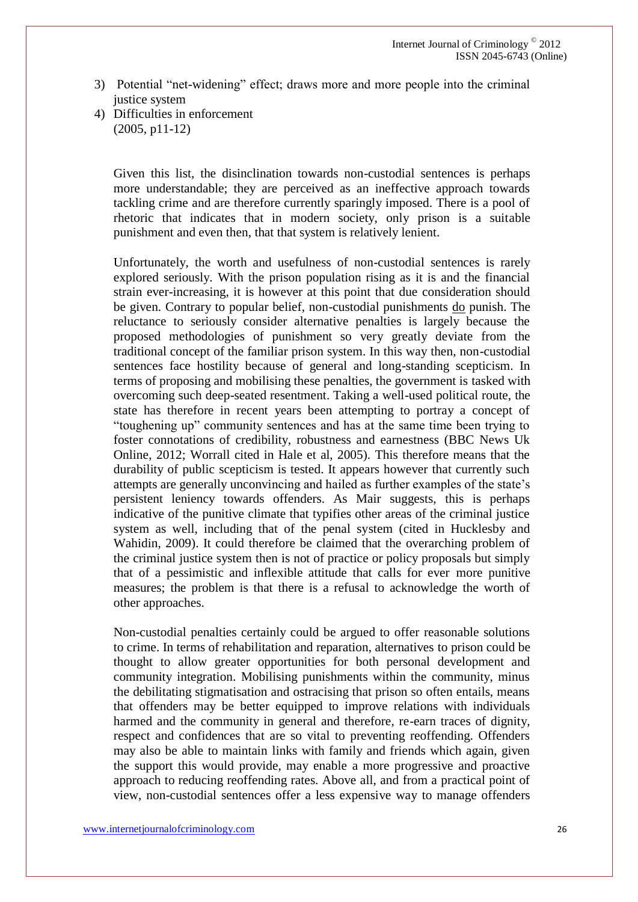3) Potential "net-widening" effect; draws more and more people into the criminal justice system
4) Difficulties in enforcement
(2005, p11-12)

Given this list, the disinclination towards non-custodial sentences is perhaps more understandable; they are perceived as an ineffective approach towards tackling crime and are therefore currently sparingly imposed. There is a pool of rhetoric that indicates that in modern society, only prison is a suitable punishment and even then, that that system is relatively lenient.

Unfortunately, the worth and usefulness of non-custodial sentences is rarely explored seriously. With the prison population rising as it is and the financial strain ever-increasing, it is however at this point that due consideration should be given. Contrary to popular belief, non-custodial punishments <u>do</u> punish. The reluctance to seriously consider alternative penalties is largely because the proposed methodologies of punishment so very greatly deviate from the traditional concept of the familiar prison system. In this way then, non-custodial sentences face hostility because of general and long-standing scepticism. In terms of proposing and mobilising these penalties, the government is tasked with overcoming such deep-seated resentment. Taking a well-used political route, the state has therefore in recent years been attempting to portray a concept of "toughening up" community sentences and has at the same time been trying to foster connotations of credibility, robustness and earnestness (BBC News Uk Online, 2012; Worrall cited in Hale et al, 2005). This therefore means that the durability of public scepticism is tested. It appears however that currently such attempts are generally unconvincing and hailed as further examples of the state's persistent leniency towards offenders. As Mair suggests, this is perhaps indicative of the punitive climate that typifies other areas of the criminal justice system as well, including that of the penal system (cited in Hucklesby and Wahidin, 2009). It could therefore be claimed that the overarching problem of the criminal justice system then is not of practice or policy proposals but simply that of a pessimistic and inflexible attitude that calls for ever more punitive measures; the problem is that there is a refusal to acknowledge the worth of other approaches.

Non-custodial penalties certainly could be argued to offer reasonable solutions to crime. In terms of rehabilitation and reparation, alternatives to prison could be thought to allow greater opportunities for both personal development and community integration. Mobilising punishments within the community, minus the debilitating stigmatisation and ostracising that prison so often entails, means that offenders may be better equipped to improve relations with individuals harmed and the community in general and therefore, re-earn traces of dignity, respect and confidences that are so vital to preventing reoffending. Offenders may also be able to maintain links with family and friends which again, given the support this would provide, may enable a more progressive and proactive approach to reducing reoffending rates. Above all, and from a practical point of view, non-custodial sentences offer a less expensive way to manage offenders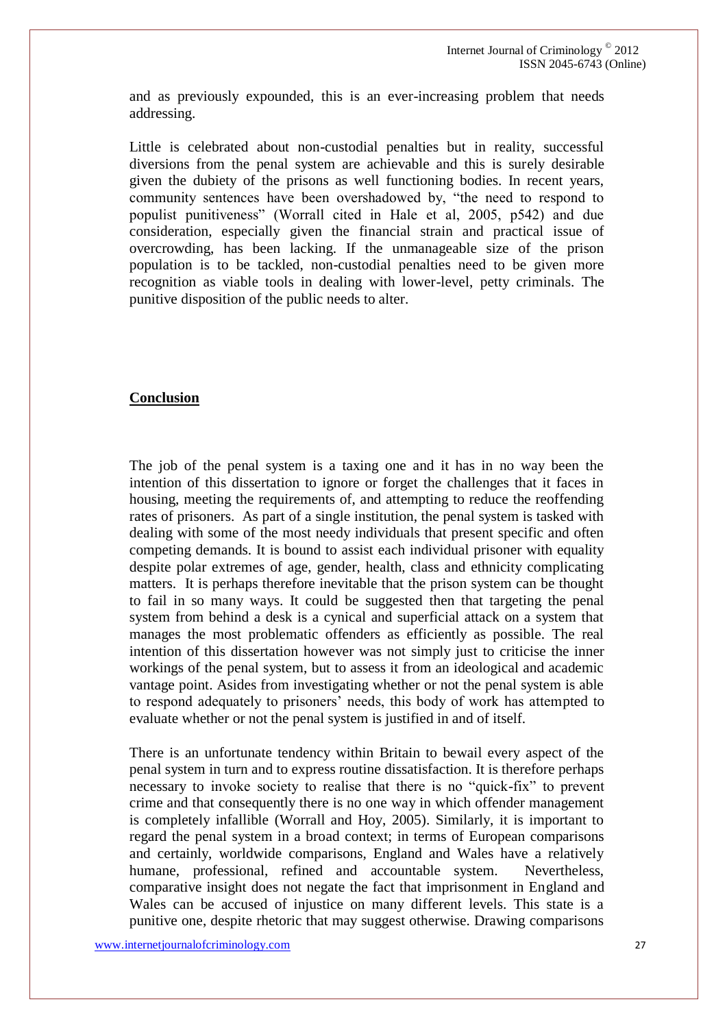and as previously expounded, this is an ever-increasing problem that needs addressing.

Little is celebrated about non-custodial penalties but in reality, successful diversions from the penal system are achievable and this is surely desirable given the dubiety of the prisons as well functioning bodies. In recent years, community sentences have been overshadowed by, "the need to respond to populist punitiveness" (Worrall cited in Hale et al, 2005, p542) and due consideration, especially given the financial strain and practical issue of overcrowding, has been lacking. If the unmanageable size of the prison population is to be tackled, non-custodial penalties need to be given more recognition as viable tools in dealing with lower-level, petty criminals. The punitive disposition of the public needs to alter.

## Conclusion

The job of the penal system is a taxing one and it has in no way been the intention of this dissertation to ignore or forget the challenges that it faces in housing, meeting the requirements of, and attempting to reduce the reoffending rates of prisoners. As part of a single institution, the penal system is tasked with dealing with some of the most needy individuals that present specific and often competing demands. It is bound to assist each individual prisoner with equality despite polar extremes of age, gender, health, class and ethnicity complicating matters. It is perhaps therefore inevitable that the prison system can be thought to fail in so many ways. It could be suggested then that targeting the penal system from behind a desk is a cynical and superficial attack on a system that manages the most problematic offenders as efficiently as possible. The real intention of this dissertation however was not simply just to criticise the inner workings of the penal system, but to assess it from an ideological and academic vantage point. Asides from investigating whether or not the penal system is able to respond adequately to prisoners' needs, this body of work has attempted to evaluate whether or not the penal system is justified in and of itself.

There is an unfortunate tendency within Britain to bewail every aspect of the penal system in turn and to express routine dissatisfaction. It is therefore perhaps necessary to invoke society to realise that there is no "quick-fix" to prevent crime and that consequently there is no one way in which offender management is completely infallible (Worrall and Hoy, 2005). Similarly, it is important to regard the penal system in a broad context; in terms of European comparisons and certainly, worldwide comparisons, England and Wales have a relatively humane, professional, refined and accountable system. Nevertheless, comparative insight does not negate the fact that imprisonment in England and Wales can be accused of injustice on many different levels. This state is a punitive one, despite rhetoric that may suggest otherwise. Drawing comparisons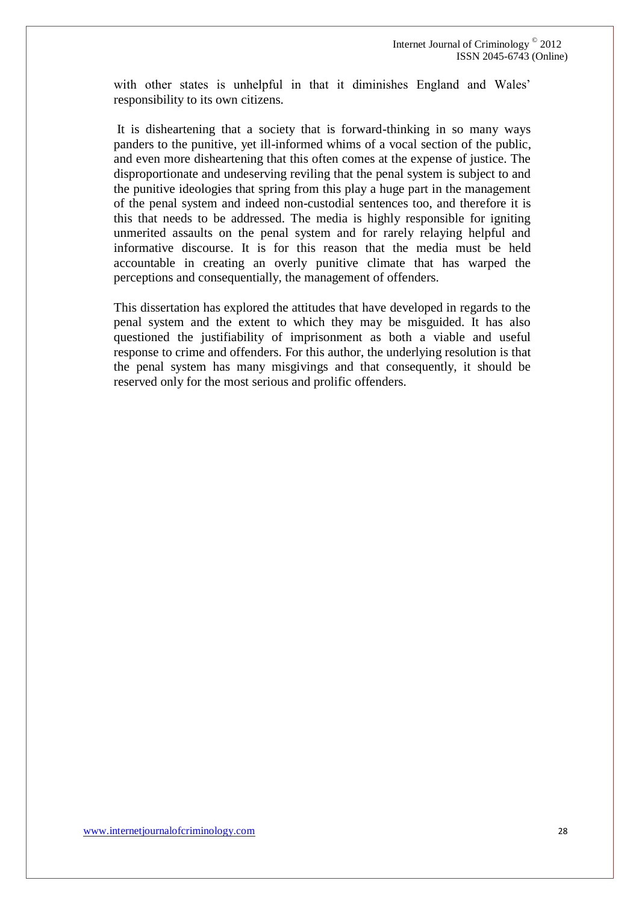with other states is unhelpful in that it diminishes England and Wales' responsibility to its own citizens.

It is disheartening that a society that is forward-thinking in so many ways panders to the punitive, yet ill-informed whims of a vocal section of the public, and even more disheartening that this often comes at the expense of justice. The disproportionate and undeserving reviling that the penal system is subject to and the punitive ideologies that spring from this play a huge part in the management of the penal system and indeed non-custodial sentences too, and therefore it is this that needs to be addressed. The media is highly responsible for igniting unmerited assaults on the penal system and for rarely relaying helpful and informative discourse. It is for this reason that the media must be held accountable in creating an overly punitive climate that has warped the perceptions and consequentially, the management of offenders.

This dissertation has explored the attitudes that have developed in regards to the penal system and the extent to which they may be misguided. It has also questioned the justifiability of imprisonment as both a viable and useful response to crime and offenders. For this author, the underlying resolution is that the penal system has many misgivings and that consequently, it should be reserved only for the most serious and prolific offenders.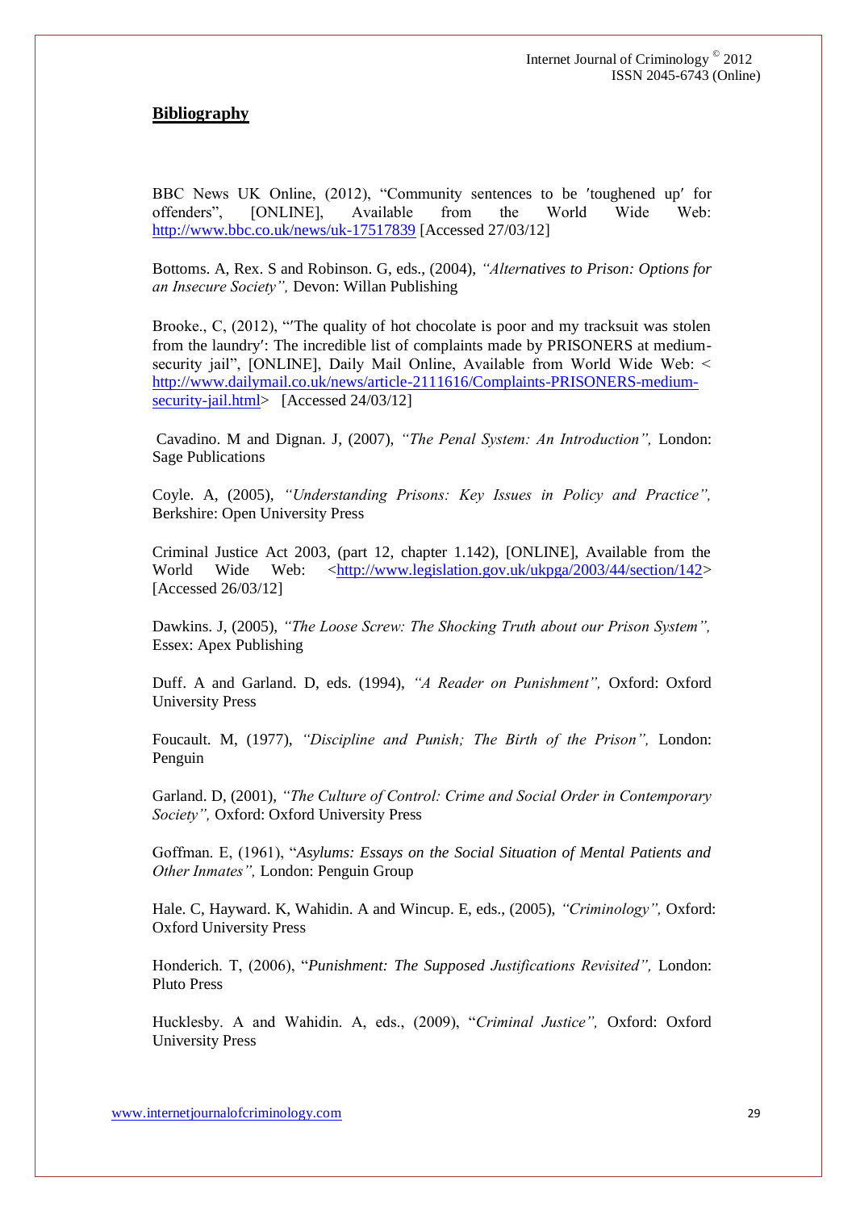## **Bibliography**

BBC News UK Online, (2012), "Community sentences to be ′toughened up′ for offenders", [ONLINE], Available from the World Wide Web: http://www.bbc.co.uk/news/uk-17517839 [Accessed 27/03/12]

Bottoms. A, Rex. S and Robinson. G, eds., (2004), *"Alternatives to Prison: Options for an Insecure Society",* Devon: Willan Publishing

Brooke., C, (2012), "′The quality of hot chocolate is poor and my tracksuit was stolen from the laundry′: The incredible list of complaints made by PRISONERS at medium-security jail", [ONLINE], Daily Mail Online, Available from World Wide Web: < http://www.dailymail.co.uk/news/article-2111616/Complaints-PRISONERS-medium-security-jail.html> [Accessed 24/03/12]

Cavadino. M and Dignan. J, (2007), *"The Penal System: An Introduction",* London: Sage Publications

Coyle. A, (2005), *"Understanding Prisons: Key Issues in Policy and Practice",* Berkshire: Open University Press

Criminal Justice Act 2003, (part 12, chapter 1.142), [ONLINE], Available from the World Wide Web: <http://www.legislation.gov.uk/ukpga/2003/44/section/142> [Accessed 26/03/12]

Dawkins. J, (2005), *"The Loose Screw: The Shocking Truth about our Prison System",* Essex: Apex Publishing

Duff. A and Garland. D, eds. (1994), *"A Reader on Punishment",* Oxford: Oxford University Press

Foucault. M, (1977), *"Discipline and Punish; The Birth of the Prison",* London: Penguin

Garland. D, (2001), *"The Culture of Control: Crime and Social Order in Contemporary Society",* Oxford: Oxford University Press

Goffman. E, (1961), "*Asylums: Essays on the Social Situation of Mental Patients and Other Inmates",* London: Penguin Group

Hale. C, Hayward. K, Wahidin. A and Wincup. E, eds., (2005), *"Criminology",* Oxford: Oxford University Press

Honderich. T, (2006), "*Punishment: The Supposed Justifications Revisited",* London: Pluto Press

Hucklesby. A and Wahidin. A, eds., (2009), "*Criminal Justice",* Oxford: Oxford University Press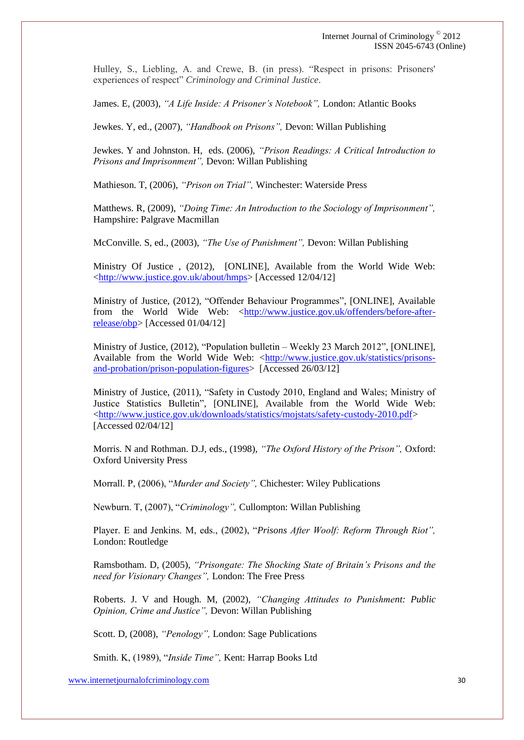Hulley, S., Liebling, A. and Crewe, B. (in press). "Respect in prisons: Prisoners' experiences of respect" *Criminology and Criminal Justice*.

James. E, (2003), *"A Life Inside: A Prisoner's Notebook",* London: Atlantic Books

Jewkes. Y, ed., (2007), *"Handbook on Prisons",* Devon: Willan Publishing

Jewkes. Y and Johnston. H, eds. (2006), *"Prison Readings: A Critical Introduction to Prisons and Imprisonment",* Devon: Willan Publishing

Mathieson. T, (2006), *"Prison on Trial",* Winchester: Waterside Press

Matthews. R, (2009), *"Doing Time: An Introduction to the Sociology of Imprisonment",* Hampshire: Palgrave Macmillan

McConville. S, ed., (2003), *"The Use of Punishment",* Devon: Willan Publishing

Ministry Of Justice , (2012), [ONLINE], Available from the World Wide Web: <http://www.justice.gov.uk/about/hmps> [Accessed 12/04/12]

Ministry of Justice, (2012), "Offender Behaviour Programmes", [ONLINE], Available from the World Wide Web: <http://www.justice.gov.uk/offenders/before-after-release/obp> [Accessed 01/04/12]

Ministry of Justice, (2012), "Population bulletin – Weekly 23 March 2012", [ONLINE], Available from the World Wide Web: <http://www.justice.gov.uk/statistics/prisons-and-probation/prison-population-figures> [Accessed 26/03/12]

Ministry of Justice, (2011), "Safety in Custody 2010, England and Wales; Ministry of Justice Statistics Bulletin", [ONLINE], Available from the World Wide Web: <http://www.justice.gov.uk/downloads/statistics/mojstats/safety-custody-2010.pdf> [Accessed 02/04/12]

Morris. N and Rothman. D.J, eds., (1998), *"The Oxford History of the Prison",* Oxford: Oxford University Press

Morrall. P, (2006), "*Murder and Society",* Chichester: Wiley Publications

Newburn. T, (2007), "*Criminology",* Cullompton: Willan Publishing

Player. E and Jenkins. M, eds., (2002), "*Prisons After Woolf: Reform Through Riot",* London: Routledge

Ramsbotham. D, (2005), *"Prisongate: The Shocking State of Britain's Prisons and the need for Visionary Changes",* London: The Free Press

Roberts. J. V and Hough. M, (2002), *"Changing Attitudes to Punishment: Public Opinion, Crime and Justice",* Devon: Willan Publishing

Scott. D, (2008), *"Penology",* London: Sage Publications

Smith. K, (1989), "*Inside Time",* Kent: Harrap Books Ltd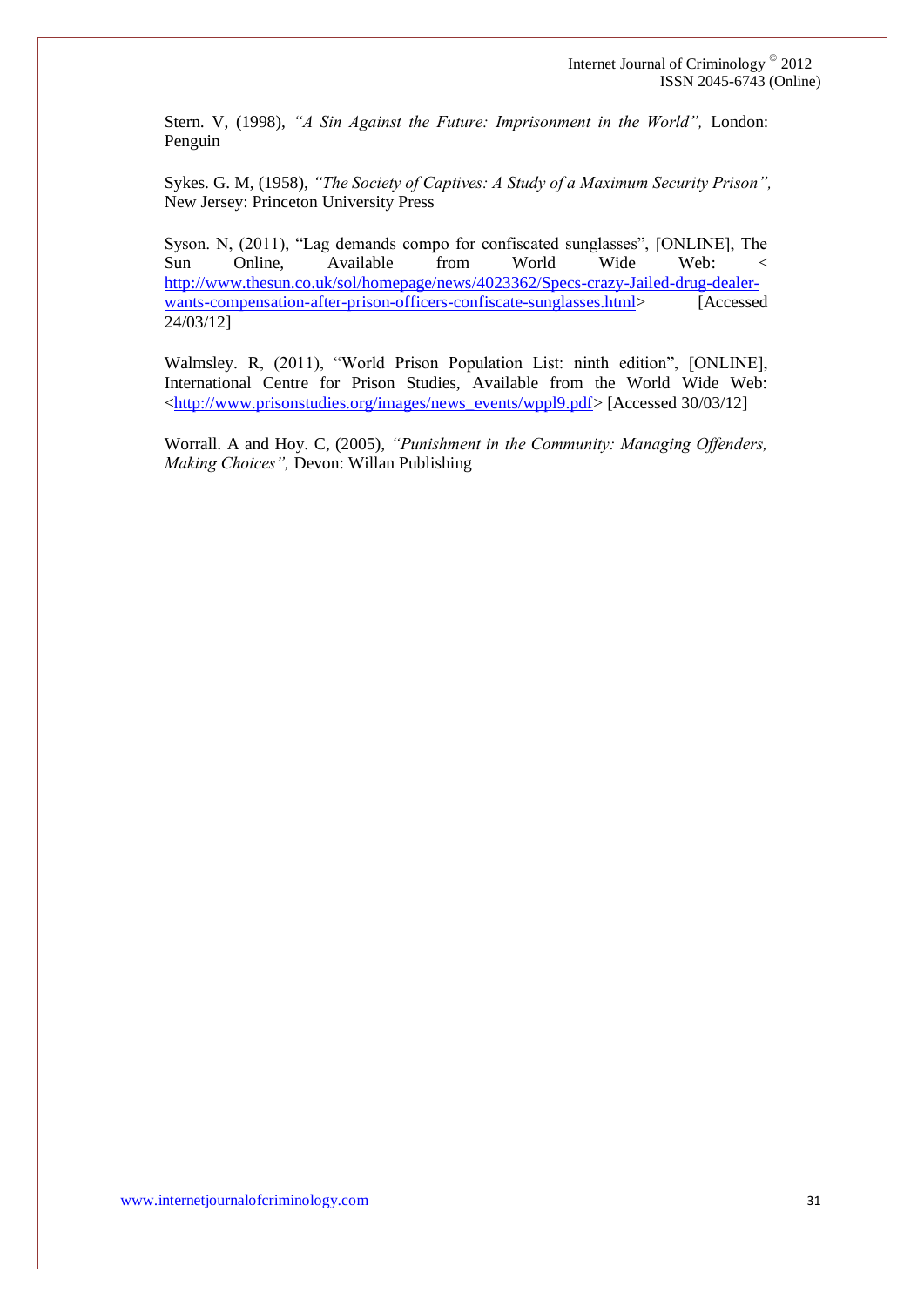Stern. V, (1998), *"A Sin Against the Future: Imprisonment in the World",* London: Penguin

Sykes. G. M, (1958), *"The Society of Captives: A Study of a Maximum Security Prison",* New Jersey: Princeton University Press

Syson. N, (2011), "Lag demands compo for confiscated sunglasses", [ONLINE], The Sun Online, Available from World Wide Web: < http://www.thesun.co.uk/sol/homepage/news/4023362/Specs-crazy-Jailed-drug-dealer-wants-compensation-after-prison-officers-confiscate-sunglasses.html> [Accessed 24/03/12]

Walmsley. R, (2011), "World Prison Population List: ninth edition", [ONLINE], International Centre for Prison Studies, Available from the World Wide Web: <http://www.prisonstudies.org/images/news_events/wppl9.pdf> [Accessed 30/03/12]

Worrall. A and Hoy. C, (2005), *"Punishment in the Community: Managing Offenders, Making Choices",* Devon: Willan Publishing